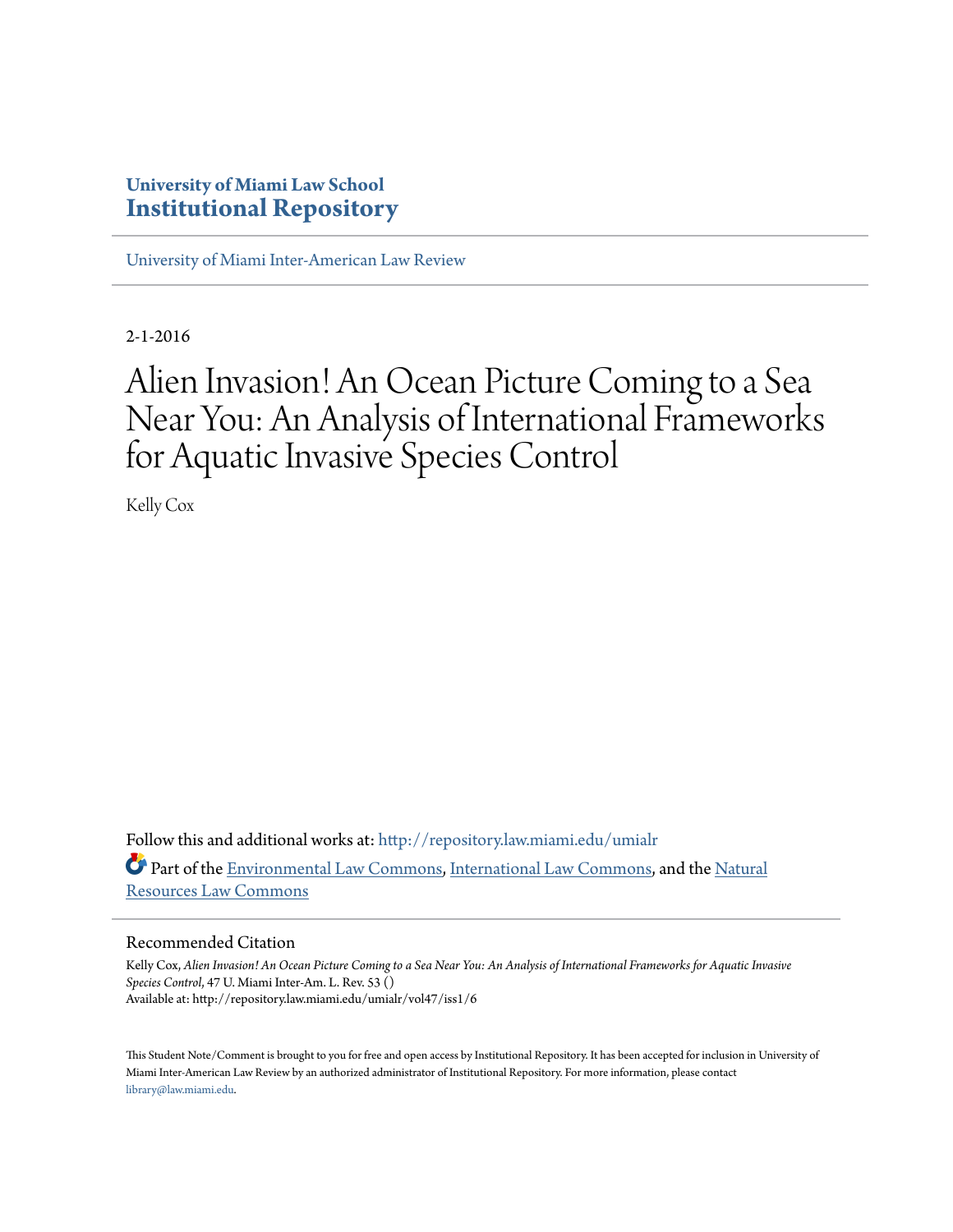**University of Miami Law School**
**Institutional Repository**

University of Miami Inter-American Law Review

2-1-2016

# Alien Invasion! An Ocean Picture Coming to a Sea Near You: An Analysis of International Frameworks for Aquatic Invasive Species Control

Kelly Cox

Follow this and additional works at: http://repository.law.miami.edu/umialr

Part of the Environmental Law Commons, International Law Commons, and the Natural Resources Law Commons

## Recommended Citation

Kelly Cox, *Alien Invasion! An Ocean Picture Coming to a Sea Near You: An Analysis of International Frameworks for Aquatic Invasive Species Control*, 47 U. Miami Inter-Am. L. Rev. 53 ()
Available at: http://repository.law.miami.edu/umialr/vol47/iss1/6

This Student Note/Comment is brought to you for free and open access by Institutional Repository. It has been accepted for inclusion in University of Miami Inter-American Law Review by an authorized administrator of Institutional Repository. For more information, please contact library@law.miami.edu.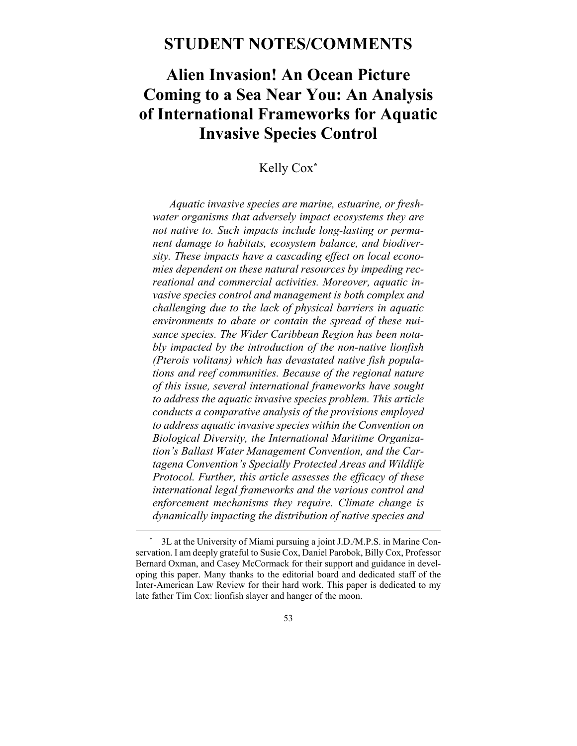# STUDENT NOTES/COMMENTS

# Alien Invasion! An Ocean Picture Coming to a Sea Near You: An Analysis of International Frameworks for Aquatic Invasive Species Control

Kelly Cox*

*Aquatic invasive species are marine, estuarine, or freshwater organisms that adversely impact ecosystems they are not native to. Such impacts include long-lasting or permanent damage to habitats, ecosystem balance, and biodiversity. These impacts have a cascading effect on local economies dependent on these natural resources by impeding recreational and commercial activities. Moreover, aquatic invasive species control and management is both complex and challenging due to the lack of physical barriers in aquatic environments to abate or contain the spread of these nuisance species. The Wider Caribbean Region has been notably impacted by the introduction of the non-native lionfish (Pterois volitans) which has devastated native fish populations and reef communities. Because of the regional nature of this issue, several international frameworks have sought to address the aquatic invasive species problem. This article conducts a comparative analysis of the provisions employed to address aquatic invasive species within the Convention on Biological Diversity, the International Maritime Organization's Ballast Water Management Convention, and the Cartagena Convention's Specially Protected Areas and Wildlife Protocol. Further, this article assesses the efficacy of these international legal frameworks and the various control and enforcement mechanisms they require. Climate change is dynamically impacting the distribution of native species and*

---

\* 3L at the University of Miami pursuing a joint J.D./M.P.S. in Marine Conservation. I am deeply grateful to Susie Cox, Daniel Parobok, Billy Cox, Professor Bernard Oxman, and Casey McCormack for their support and guidance in developing this paper. Many thanks to the editorial board and dedicated staff of the Inter-American Law Review for their hard work. This paper is dedicated to my late father Tim Cox: lionfish slayer and hanger of the moon.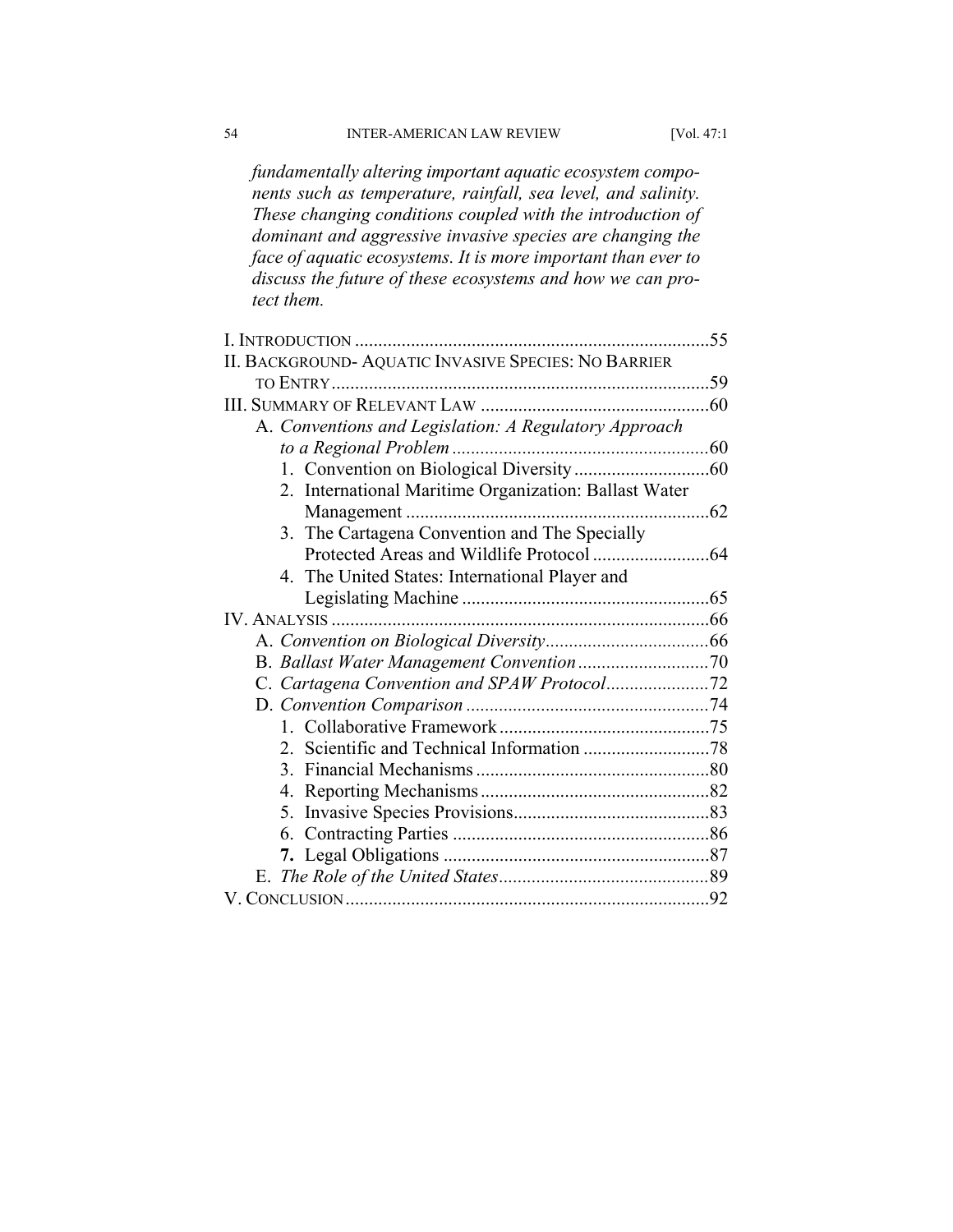*fundamentally altering important aquatic ecosystem components such as temperature, rainfall, sea level, and salinity. These changing conditions coupled with the introduction of dominant and aggressive invasive species are changing the face of aquatic ecosystems. It is more important than ever to discuss the future of these ecosystems and how we can protect them.*

I. INTRODUCTION ............................................................................55
II. BACKGROUND- AQUATIC INVASIVE SPECIES: NO BARRIER TO ENTRY.................................................................................59
III. SUMMARY OF RELEVANT LAW .................................................60
- A. *Conventions and Legislation: A Regulatory Approach to a Regional Problem* .......................................................60
  1. Convention on Biological Diversity.............................60
  2. International Maritime Organization: Ballast Water Management .................................................................62
  3. The Cartagena Convention and The Specially Protected Areas and Wildlife Protocol .........................64
  4. The United States: International Player and Legislating Machine .....................................................65

IV. ANALYSIS .................................................................................66
- A. *Convention on Biological Diversity*...................................66
- B. *Ballast Water Management Convention*............................70
- C. *Cartagena Convention and SPAW Protocol*......................72
- D. *Convention Comparison* ....................................................74
  1. Collaborative Framework .............................................75
  2. Scientific and Technical Information ...........................78
  3. Financial Mechanisms ..................................................80
  4. Reporting Mechanisms .................................................82
  5. Invasive Species Provisions..........................................83
  6. Contracting Parties .......................................................86
  7. Legal Obligations .........................................................87
- E. *The Role of the United States*.............................................89

V. CONCLUSION..............................................................................92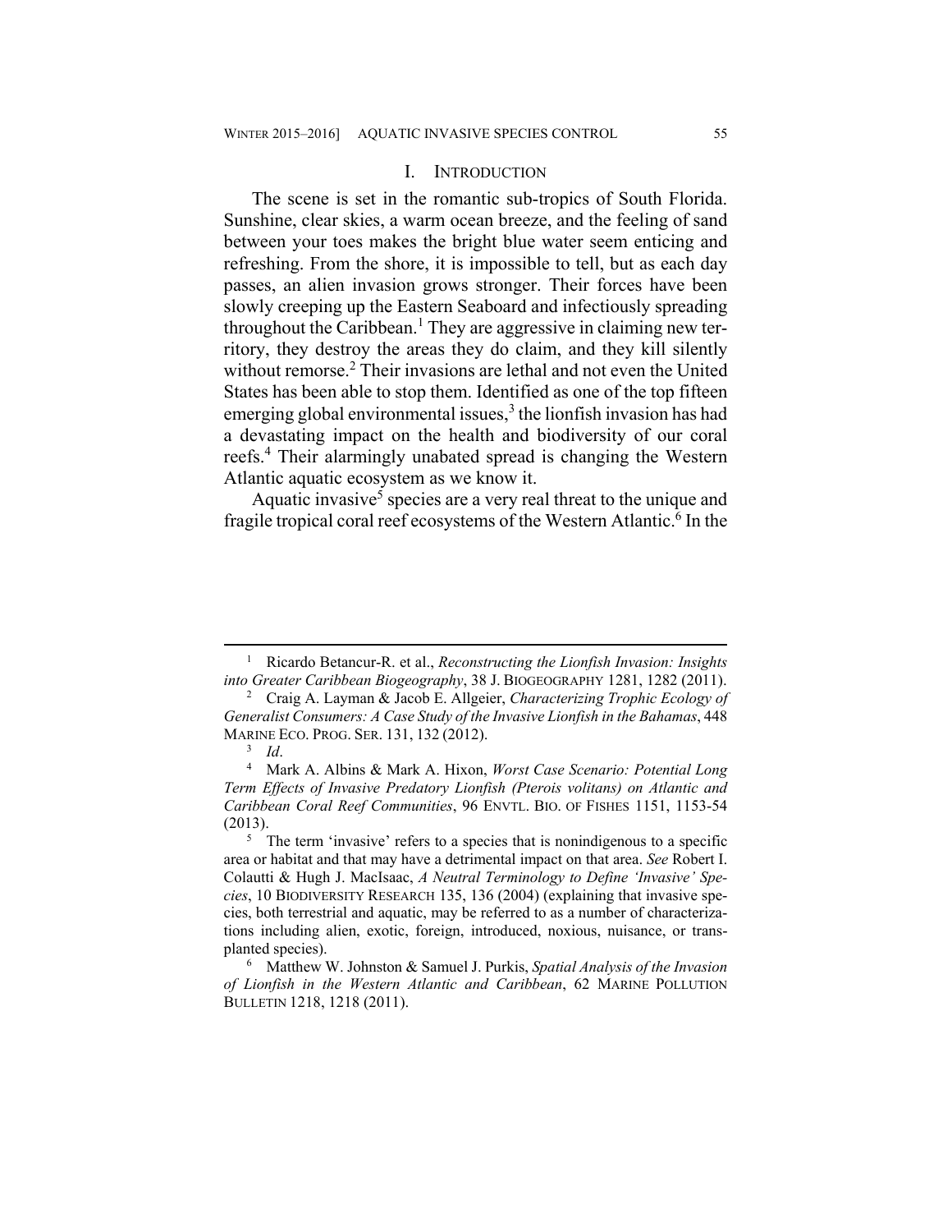## I. INTRODUCTION

The scene is set in the romantic sub-tropics of South Florida. Sunshine, clear skies, a warm ocean breeze, and the feeling of sand between your toes makes the bright blue water seem enticing and refreshing. From the shore, it is impossible to tell, but as each day passes, an alien invasion grows stronger. Their forces have been slowly creeping up the Eastern Seaboard and infectiously spreading throughout the Caribbean.[1] They are aggressive in claiming new territory, they destroy the areas they do claim, and they kill silently without remorse.[2] Their invasions are lethal and not even the United States has been able to stop them. Identified as one of the top fifteen emerging global environmental issues,[3] the lionfish invasion has had a devastating impact on the health and biodiversity of our coral reefs.[4] Their alarmingly unabated spread is changing the Western Atlantic aquatic ecosystem as we know it.

Aquatic invasive[5] species are a very real threat to the unique and fragile tropical coral reef ecosystems of the Western Atlantic.[6] In the

---

[1] Ricardo Betancur-R. et al., *Reconstructing the Lionfish Invasion: Insights into Greater Caribbean Biogeography*, 38 J. BIOGEOGRAPHY 1281, 1282 (2011).

[2] Craig A. Layman & Jacob E. Allgeier, *Characterizing Trophic Ecology of Generalist Consumers: A Case Study of the Invasive Lionfish in the Bahamas*, 448 MARINE ECO. PROG. SER. 131, 132 (2012).

[3] *Id*.

[4] Mark A. Albins & Mark A. Hixon, *Worst Case Scenario: Potential Long Term Effects of Invasive Predatory Lionfish (Pterois volitans) on Atlantic and Caribbean Coral Reef Communities*, 96 ENVTL. BIO. OF FISHES 1151, 1153-54 (2013).

[5] The term 'invasive' refers to a species that is nonindigenous to a specific area or habitat and that may have a detrimental impact on that area. *See* Robert I. Colautti & Hugh J. MacIsaac, *A Neutral Terminology to Define 'Invasive' Species*, 10 BIODIVERSITY RESEARCH 135, 136 (2004) (explaining that invasive species, both terrestrial and aquatic, may be referred to as a number of characterizations including alien, exotic, foreign, introduced, noxious, nuisance, or transplanted species).

[6] Matthew W. Johnston & Samuel J. Purkis, *Spatial Analysis of the Invasion of Lionfish in the Western Atlantic and Caribbean*, 62 MARINE POLLUTION BULLETIN 1218, 1218 (2011).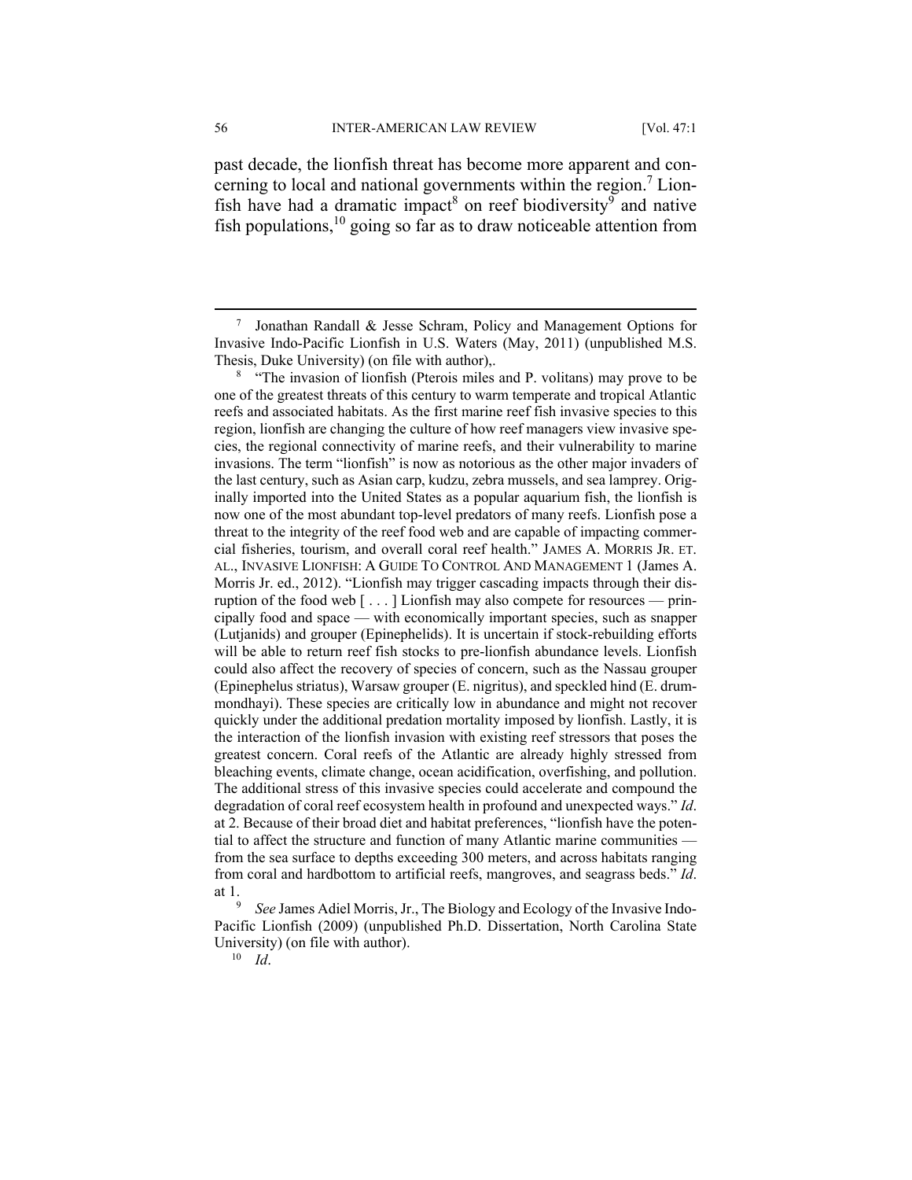past decade, the lionfish threat has become more apparent and concerning to local and national governments within the region.[7] Lionfish have had a dramatic impact[8] on reef biodiversity[9] and native fish populations,[10] going so far as to draw noticeable attention from

---

[7] Jonathan Randall & Jesse Schram, Policy and Management Options for Invasive Indo-Pacific Lionfish in U.S. Waters (May, 2011) (unpublished M.S. Thesis, Duke University) (on file with author),.

[8] "The invasion of lionfish (Pterois miles and P. volitans) may prove to be one of the greatest threats of this century to warm temperate and tropical Atlantic reefs and associated habitats. As the first marine reef fish invasive species to this region, lionfish are changing the culture of how reef managers view invasive species, the regional connectivity of marine reefs, and their vulnerability to marine invasions. The term "lionfish" is now as notorious as the other major invaders of the last century, such as Asian carp, kudzu, zebra mussels, and sea lamprey. Originally imported into the United States as a popular aquarium fish, the lionfish is now one of the most abundant top-level predators of many reefs. Lionfish pose a threat to the integrity of the reef food web and are capable of impacting commercial fisheries, tourism, and overall coral reef health." JAMES A. MORRIS JR. ET. AL., INVASIVE LIONFISH: A GUIDE TO CONTROL AND MANAGEMENT 1 (James A. Morris Jr. ed., 2012). "Lionfish may trigger cascading impacts through their disruption of the food web [ . . . ] Lionfish may also compete for resources — principally food and space — with economically important species, such as snapper (Lutjanids) and grouper (Epinephelids). It is uncertain if stock-rebuilding efforts will be able to return reef fish stocks to pre-lionfish abundance levels. Lionfish could also affect the recovery of species of concern, such as the Nassau grouper (Epinephelus striatus), Warsaw grouper (E. nigritus), and speckled hind (E. drummondhayi). These species are critically low in abundance and might not recover quickly under the additional predation mortality imposed by lionfish. Lastly, it is the interaction of the lionfish invasion with existing reef stressors that poses the greatest concern. Coral reefs of the Atlantic are already highly stressed from bleaching events, climate change, ocean acidification, overfishing, and pollution. The additional stress of this invasive species could accelerate and compound the degradation of coral reef ecosystem health in profound and unexpected ways." *Id*. at 2. Because of their broad diet and habitat preferences, "lionfish have the potential to affect the structure and function of many Atlantic marine communities — from the sea surface to depths exceeding 300 meters, and across habitats ranging from coral and hardbottom to artificial reefs, mangroves, and seagrass beds." *Id*. at 1.

[9] *See* James Adiel Morris, Jr., The Biology and Ecology of the Invasive Indo-Pacific Lionfish (2009) (unpublished Ph.D. Dissertation, North Carolina State University) (on file with author).

[10] *Id*.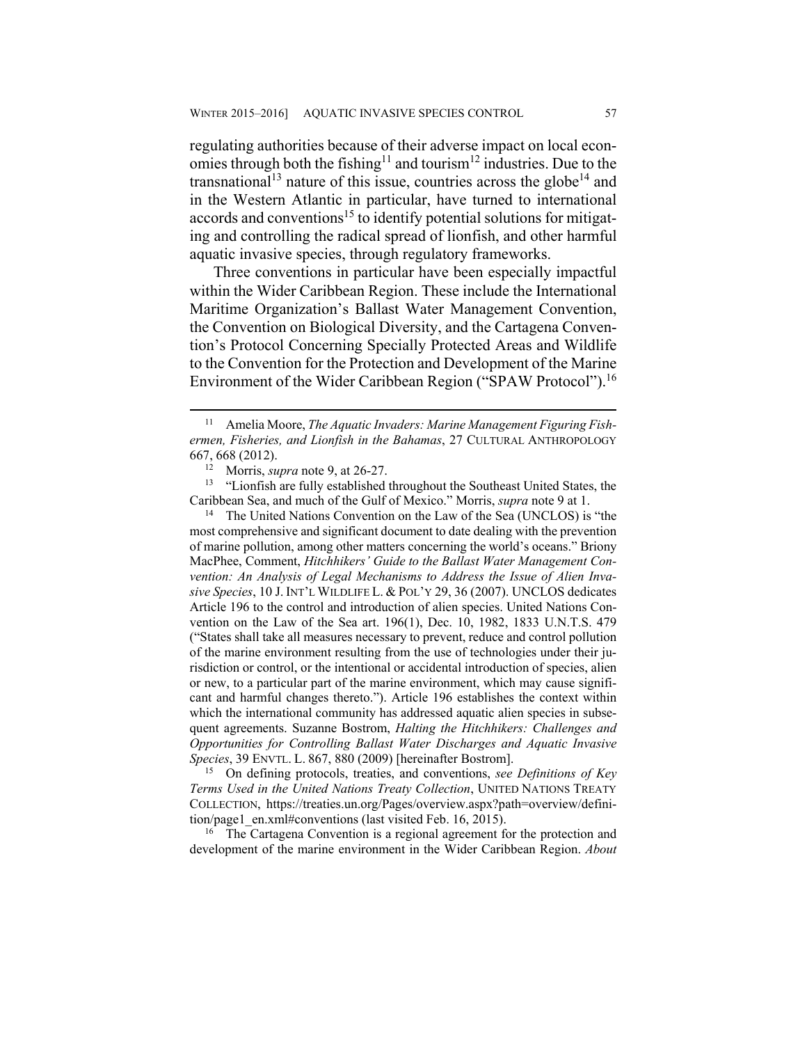regulating authorities because of their adverse impact on local economies through both the fishing[11] and tourism[12] industries. Due to the transnational[13] nature of this issue, countries across the globe[14] and in the Western Atlantic in particular, have turned to international accords and conventions[15] to identify potential solutions for mitigating and controlling the radical spread of lionfish, and other harmful aquatic invasive species, through regulatory frameworks.

Three conventions in particular have been especially impactful within the Wider Caribbean Region. These include the International Maritime Organization's Ballast Water Management Convention, the Convention on Biological Diversity, and the Cartagena Convention's Protocol Concerning Specially Protected Areas and Wildlife to the Convention for the Protection and Development of the Marine Environment of the Wider Caribbean Region ("SPAW Protocol").[16]

---

[11] Amelia Moore, *The Aquatic Invaders: Marine Management Figuring Fishermen, Fisheries, and Lionfish in the Bahamas*, 27 CULTURAL ANTHROPOLOGY 667, 668 (2012).

[12] Morris, *supra* note 9, at 26-27.

[13] "Lionfish are fully established throughout the Southeast United States, the Caribbean Sea, and much of the Gulf of Mexico." Morris, *supra* note 9 at 1.

[14] The United Nations Convention on the Law of the Sea (UNCLOS) is "the most comprehensive and significant document to date dealing with the prevention of marine pollution, among other matters concerning the world's oceans." Briony MacPhee, Comment, *Hitchhikers' Guide to the Ballast Water Management Convention: An Analysis of Legal Mechanisms to Address the Issue of Alien Invasive Species*, 10 J. INT'L WILDLIFE L. & POL'Y 29, 36 (2007). UNCLOS dedicates Article 196 to the control and introduction of alien species. United Nations Convention on the Law of the Sea art. 196(1), Dec. 10, 1982, 1833 U.N.T.S. 479 ("States shall take all measures necessary to prevent, reduce and control pollution of the marine environment resulting from the use of technologies under their jurisdiction or control, or the intentional or accidental introduction of species, alien or new, to a particular part of the marine environment, which may cause significant and harmful changes thereto."). Article 196 establishes the context within which the international community has addressed aquatic alien species in subsequent agreements. Suzanne Bostrom, *Halting the Hitchhikers: Challenges and Opportunities for Controlling Ballast Water Discharges and Aquatic Invasive Species*, 39 ENVTL. L. 867, 880 (2009) [hereinafter Bostrom].

[15] On defining protocols, treaties, and conventions, *see Definitions of Key Terms Used in the United Nations Treaty Collection*, UNITED NATIONS TREATY COLLECTION, https://treaties.un.org/Pages/overview.aspx?path=overview/definition/page1_en.xml#conventions (last visited Feb. 16, 2015).

[16] The Cartagena Convention is a regional agreement for the protection and development of the marine environment in the Wider Caribbean Region. *About*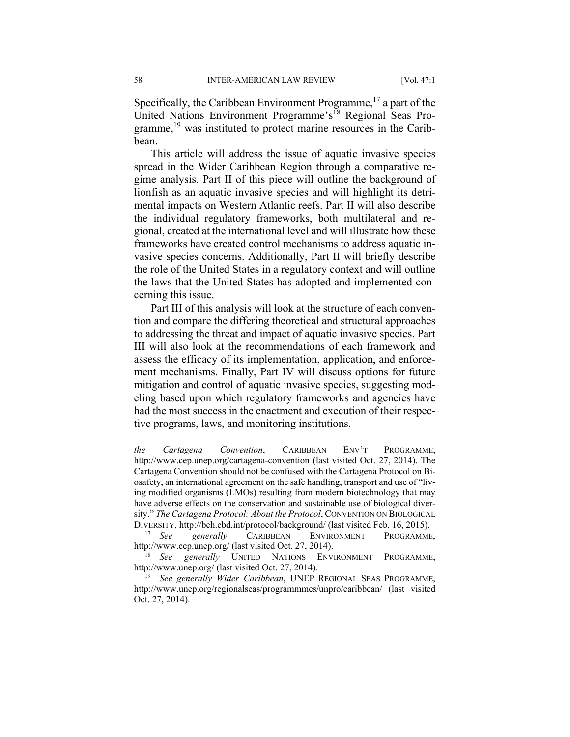Specifically, the Caribbean Environment Programme,[17] a part of the United Nations Environment Programme's[18] Regional Seas Programme,[19] was instituted to protect marine resources in the Caribbean.

This article will address the issue of aquatic invasive species spread in the Wider Caribbean Region through a comparative regime analysis. Part II of this piece will outline the background of lionfish as an aquatic invasive species and will highlight its detrimental impacts on Western Atlantic reefs. Part II will also describe the individual regulatory frameworks, both multilateral and regional, created at the international level and will illustrate how these frameworks have created control mechanisms to address aquatic invasive species concerns. Additionally, Part II will briefly describe the role of the United States in a regulatory context and will outline the laws that the United States has adopted and implemented concerning this issue.

Part III of this analysis will look at the structure of each convention and compare the differing theoretical and structural approaches to addressing the threat and impact of aquatic invasive species. Part III will also look at the recommendations of each framework and assess the efficacy of its implementation, application, and enforcement mechanisms. Finally, Part IV will discuss options for future mitigation and control of aquatic invasive species, suggesting modeling based upon which regulatory frameworks and agencies have had the most success in the enactment and execution of their respective programs, laws, and monitoring institutions.

---

*the Cartagena Convention*, CARIBBEAN ENV'T PROGRAMME, http://www.cep.unep.org/cartagena-convention (last visited Oct. 27, 2014). The Cartagena Convention should not be confused with the Cartagena Protocol on Biosafety, an international agreement on the safe handling, transport and use of "living modified organisms (LMOs) resulting from modern biotechnology that may have adverse effects on the conservation and sustainable use of biological diversity." *The Cartagena Protocol: About the Protocol*, CONVENTION ON BIOLOGICAL DIVERSITY, http://bch.cbd.int/protocol/background/ (last visited Feb. 16, 2015).

[17] *See generally* CARIBBEAN ENVIRONMENT PROGRAMME, http://www.cep.unep.org/ (last visited Oct. 27, 2014).

[18] *See generally* UNITED NATIONS ENVIRONMENT PROGRAMME, http://www.unep.org/ (last visited Oct. 27, 2014).

[19] *See generally Wider Caribbean*, UNEP REGIONAL SEAS PROGRAMME, http://www.unep.org/regionalseas/programmmes/unpro/caribbean/ (last visited Oct. 27, 2014).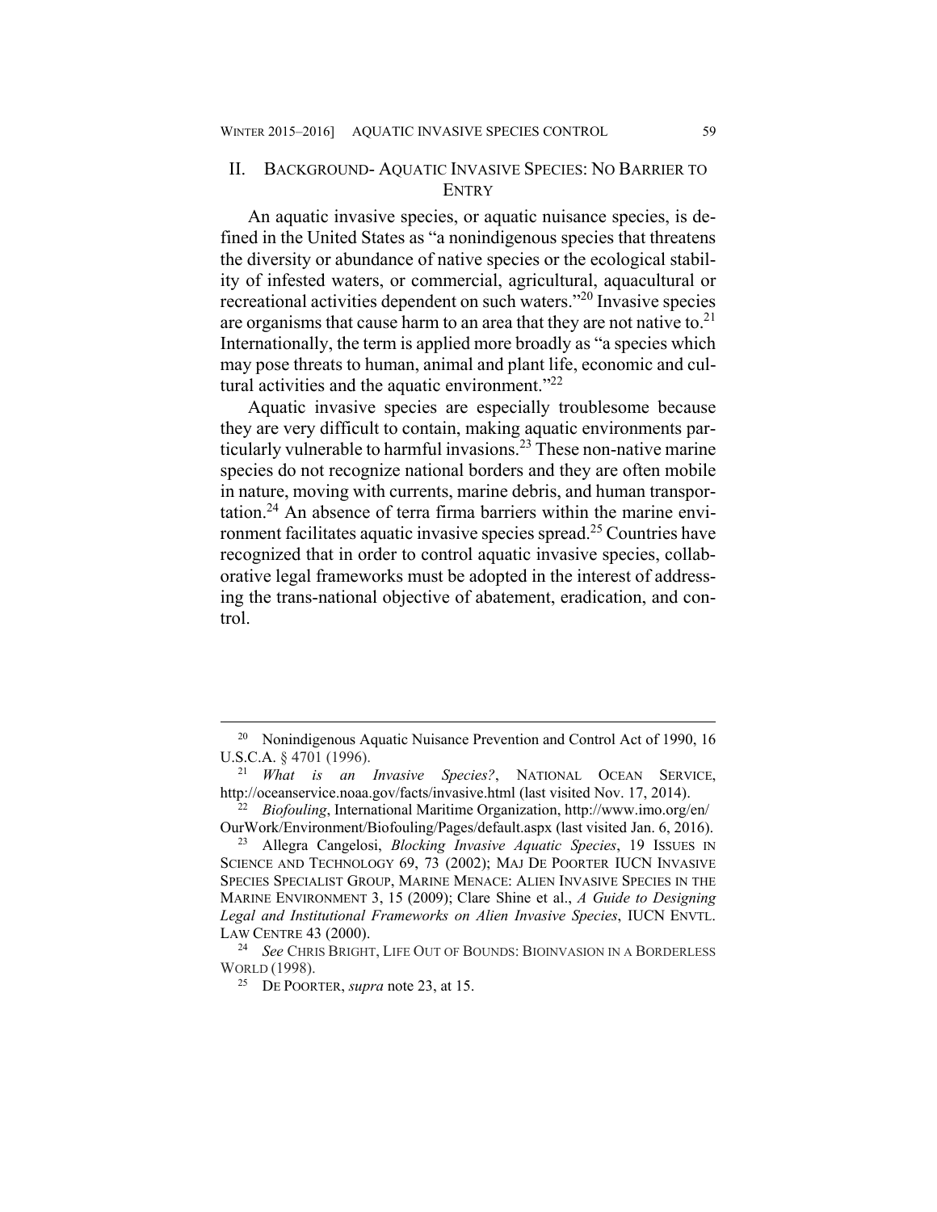## II. BACKGROUND- AQUATIC INVASIVE SPECIES: NO BARRIER TO ENTRY

An aquatic invasive species, or aquatic nuisance species, is defined in the United States as "a nonindigenous species that threatens the diversity or abundance of native species or the ecological stability of infested waters, or commercial, agricultural, aquacultural or recreational activities dependent on such waters."[20] Invasive species are organisms that cause harm to an area that they are not native to.[21] Internationally, the term is applied more broadly as "a species which may pose threats to human, animal and plant life, economic and cultural activities and the aquatic environment."[22]

Aquatic invasive species are especially troublesome because they are very difficult to contain, making aquatic environments particularly vulnerable to harmful invasions.[23] These non-native marine species do not recognize national borders and they are often mobile in nature, moving with currents, marine debris, and human transportation.[24] An absence of terra firma barriers within the marine environment facilitates aquatic invasive species spread.[25] Countries have recognized that in order to control aquatic invasive species, collaborative legal frameworks must be adopted in the interest of addressing the trans-national objective of abatement, eradication, and control.

---

[20] Nonindigenous Aquatic Nuisance Prevention and Control Act of 1990, 16 U.S.C.A. § 4701 (1996).

[21] *What is an Invasive Species?*, NATIONAL OCEAN SERVICE, http://oceanservice.noaa.gov/facts/invasive.html (last visited Nov. 17, 2014).

[22] *Biofouling*, International Maritime Organization, http://www.imo.org/en/OurWork/Environment/Biofouling/Pages/default.aspx (last visited Jan. 6, 2016).

[23] Allegra Cangelosi, *Blocking Invasive Aquatic Species*, 19 ISSUES IN SCIENCE AND TECHNOLOGY 69, 73 (2002); MAJ DE POORTER IUCN INVASIVE SPECIES SPECIALIST GROUP, MARINE MENACE: ALIEN INVASIVE SPECIES IN THE MARINE ENVIRONMENT 3, 15 (2009); Clare Shine et al., *A Guide to Designing Legal and Institutional Frameworks on Alien Invasive Species*, IUCN ENVTL. LAW CENTRE 43 (2000).

[24] *See* CHRIS BRIGHT, LIFE OUT OF BOUNDS: BIOINVASION IN A BORDERLESS WORLD (1998).

[25] DE POORTER, *supra* note 23, at 15.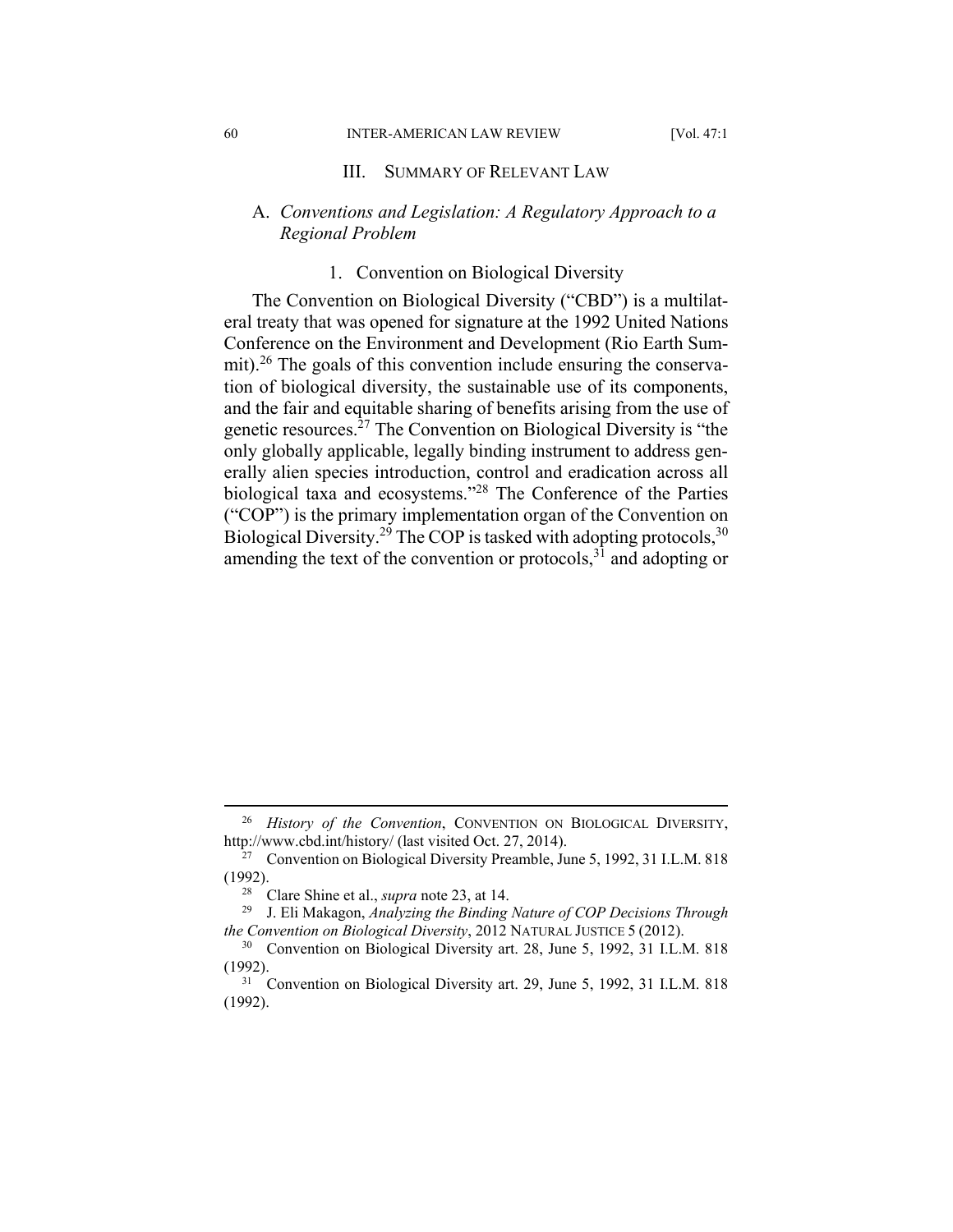## III. Summary of Relevant Law

### A. *Conventions and Legislation: A Regulatory Approach to a Regional Problem*

#### 1. Convention on Biological Diversity

The Convention on Biological Diversity ("CBD") is a multilateral treaty that was opened for signature at the 1992 United Nations Conference on the Environment and Development (Rio Earth Summit).[26] The goals of this convention include ensuring the conservation of biological diversity, the sustainable use of its components, and the fair and equitable sharing of benefits arising from the use of genetic resources.[27] The Convention on Biological Diversity is "the only globally applicable, legally binding instrument to address generally alien species introduction, control and eradication across all biological taxa and ecosystems."[28] The Conference of the Parties ("COP") is the primary implementation organ of the Convention on Biological Diversity.[29] The COP is tasked with adopting protocols,[30] amending the text of the convention or protocols,[31] and adopting or

---

[26] *History of the Convention*, CONVENTION ON BIOLOGICAL DIVERSITY, http://www.cbd.int/history/ (last visited Oct. 27, 2014).

[27] Convention on Biological Diversity Preamble, June 5, 1992, 31 I.L.M. 818 (1992).

[28] Clare Shine et al., *supra* note 23, at 14.

[29] J. Eli Makagon, *Analyzing the Binding Nature of COP Decisions Through the Convention on Biological Diversity*, 2012 NATURAL JUSTICE 5 (2012).

[30] Convention on Biological Diversity art. 28, June 5, 1992, 31 I.L.M. 818 (1992).

[31] Convention on Biological Diversity art. 29, June 5, 1992, 31 I.L.M. 818 (1992).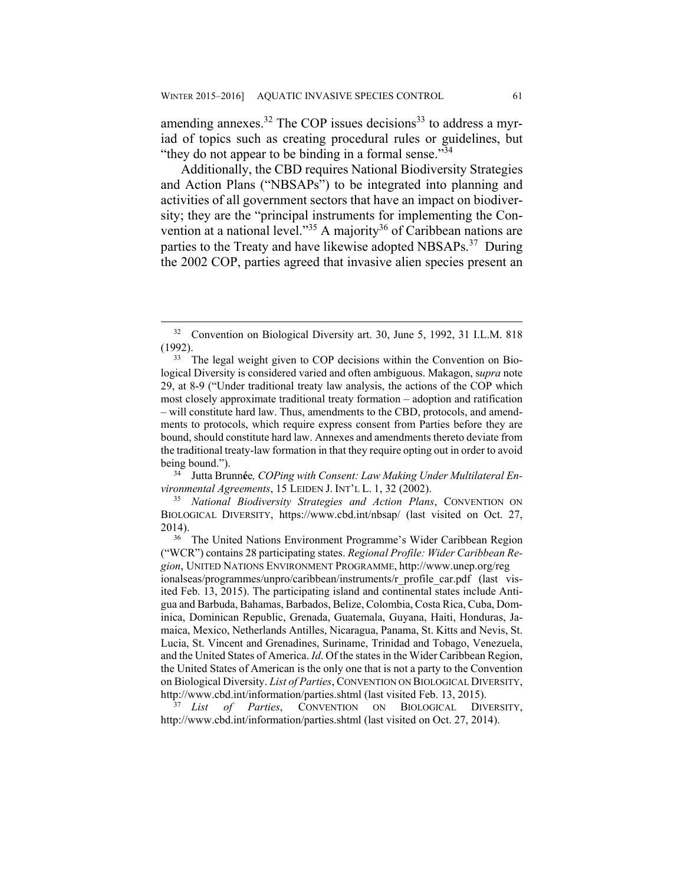amending annexes.[32] The COP issues decisions[33] to address a myriad of topics such as creating procedural rules or guidelines, but "they do not appear to be binding in a formal sense."[34]

Additionally, the CBD requires National Biodiversity Strategies and Action Plans ("NBSAPs") to be integrated into planning and activities of all government sectors that have an impact on biodiversity; they are the "principal instruments for implementing the Convention at a national level."[35] A majority[36] of Caribbean nations are parties to the Treaty and have likewise adopted NBSAPs.[37] During the 2002 COP, parties agreed that invasive alien species present an

---

[32] Convention on Biological Diversity art. 30, June 5, 1992, 31 I.L.M. 818 (1992).

[33] The legal weight given to COP decisions within the Convention on Biological Diversity is considered varied and often ambiguous. Makagon, s*upra* note 29, at 8-9 ("Under traditional treaty law analysis, the actions of the COP which most closely approximate traditional treaty formation – adoption and ratification – will constitute hard law. Thus, amendments to the CBD, protocols, and amendments to protocols, which require express consent from Parties before they are bound, should constitute hard law. Annexes and amendments thereto deviate from the traditional treaty-law formation in that they require opting out in order to avoid being bound.").

[34] Jutta Brunnée*, COPing with Consent: Law Making Under Multilateral Environmental Agreements*, 15 LEIDEN J. INT'L L. 1, 32 (2002).

[35] *National Biodiversity Strategies and Action Plans*, CONVENTION ON BIOLOGICAL DIVERSITY, https://www.cbd.int/nbsap/ (last visited on Oct. 27, 2014).

[36] The United Nations Environment Programme's Wider Caribbean Region ("WCR") contains 28 participating states. *Regional Profile: Wider Caribbean Region*, UNITED NATIONS ENVIRONMENT PROGRAMME, http://www.unep.org/regionalseas/programmes/unpro/caribbean/instruments/r_profile_car.pdf (last visited Feb. 13, 2015). The participating island and continental states include Antigua and Barbuda, Bahamas, Barbados, Belize, Colombia, Costa Rica, Cuba, Dominica, Dominican Republic, Grenada, Guatemala, Guyana, Haiti, Honduras, Jamaica, Mexico, Netherlands Antilles, Nicaragua, Panama, St. Kitts and Nevis, St. Lucia, St. Vincent and Grenadines, Suriname, Trinidad and Tobago, Venezuela, and the United States of America. *Id*. Of the states in the Wider Caribbean Region, the United States of American is the only one that is not a party to the Convention on Biological Diversity. *List of Parties*, CONVENTION ON BIOLOGICAL DIVERSITY, http://www.cbd.int/information/parties.shtml (last visited Feb. 13, 2015).

[37] *List of Parties*, CONVENTION ON BIOLOGICAL DIVERSITY, http://www.cbd.int/information/parties.shtml (last visited on Oct. 27, 2014).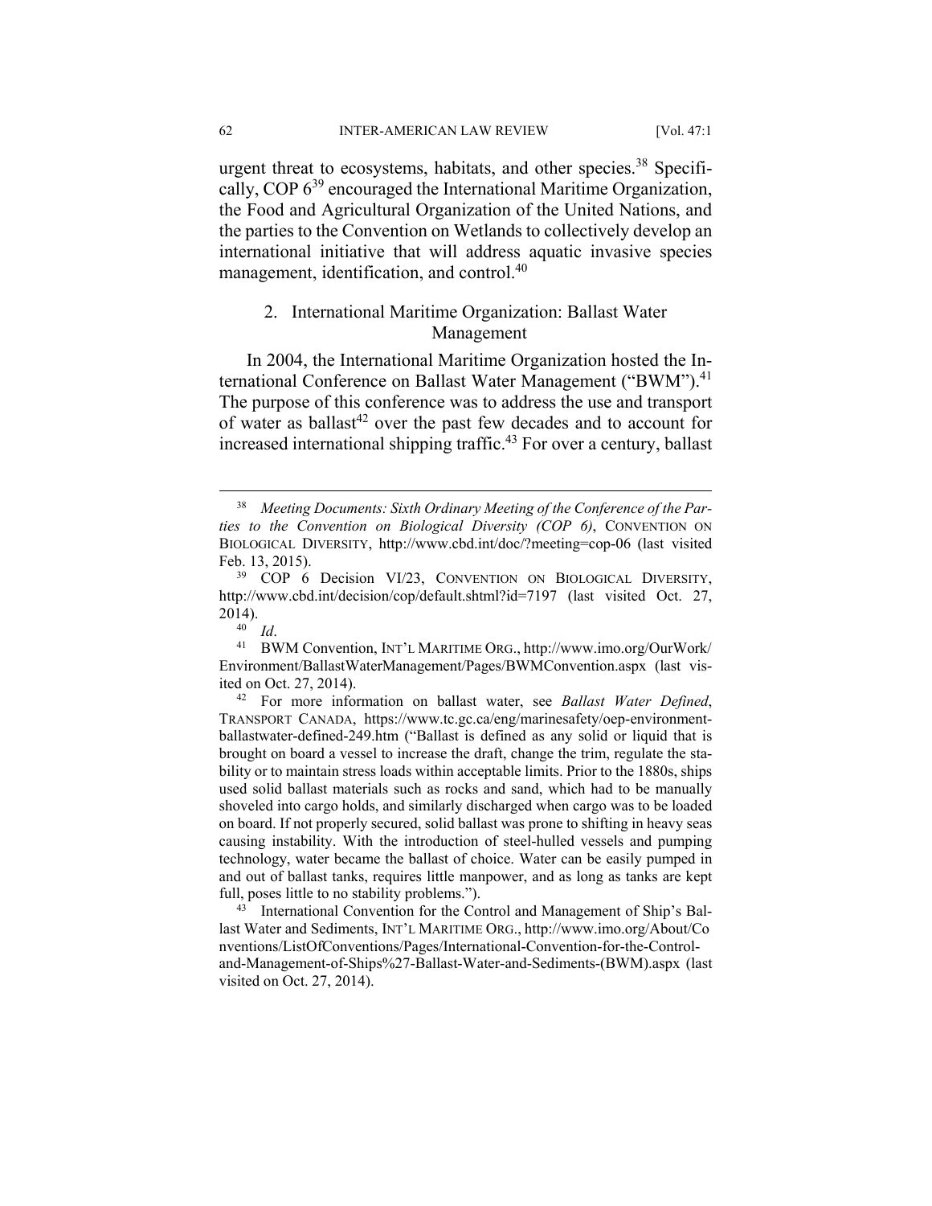urgent threat to ecosystems, habitats, and other species.[38] Specifically, COP 6[39] encouraged the International Maritime Organization, the Food and Agricultural Organization of the United Nations, and the parties to the Convention on Wetlands to collectively develop an international initiative that will address aquatic invasive species management, identification, and control.[40]

### 2. International Maritime Organization: Ballast Water Management

In 2004, the International Maritime Organization hosted the International Conference on Ballast Water Management ("BWM").[41] The purpose of this conference was to address the use and transport of water as ballast[42] over the past few decades and to account for increased international shipping traffic.[43] For over a century, ballast

---

[38] *Meeting Documents: Sixth Ordinary Meeting of the Conference of the Parties to the Convention on Biological Diversity (COP 6)*, CONVENTION ON BIOLOGICAL DIVERSITY, http://www.cbd.int/doc/?meeting=cop-06 (last visited Feb. 13, 2015).

[39] COP 6 Decision VI/23, CONVENTION ON BIOLOGICAL DIVERSITY, http://www.cbd.int/decision/cop/default.shtml?id=7197 (last visited Oct. 27, 2014).

[40] *Id*.

[41] BWM Convention, INT'L MARITIME ORG., http://www.imo.org/OurWork/Environment/BallastWaterManagement/Pages/BWMConvention.aspx (last visited on Oct. 27, 2014).

[42] For more information on ballast water, see *Ballast Water Defined*, TRANSPORT CANADA, https://www.tc.gc.ca/eng/marinesafety/oep-environment-ballastwater-defined-249.htm ("Ballast is defined as any solid or liquid that is brought on board a vessel to increase the draft, change the trim, regulate the stability or to maintain stress loads within acceptable limits. Prior to the 1880s, ships used solid ballast materials such as rocks and sand, which had to be manually shoveled into cargo holds, and similarly discharged when cargo was to be loaded on board. If not properly secured, solid ballast was prone to shifting in heavy seas causing instability. With the introduction of steel-hulled vessels and pumping technology, water became the ballast of choice. Water can be easily pumped in and out of ballast tanks, requires little manpower, and as long as tanks are kept full, poses little to no stability problems.").

[43] International Convention for the Control and Management of Ship's Ballast Water and Sediments, INT'L MARITIME ORG., http://www.imo.org/About/Conventions/ListOfConventions/Pages/International-Convention-for-the-Control-and-Management-of-Ships%27-Ballast-Water-and-Sediments-(BWM).aspx (last visited on Oct. 27, 2014).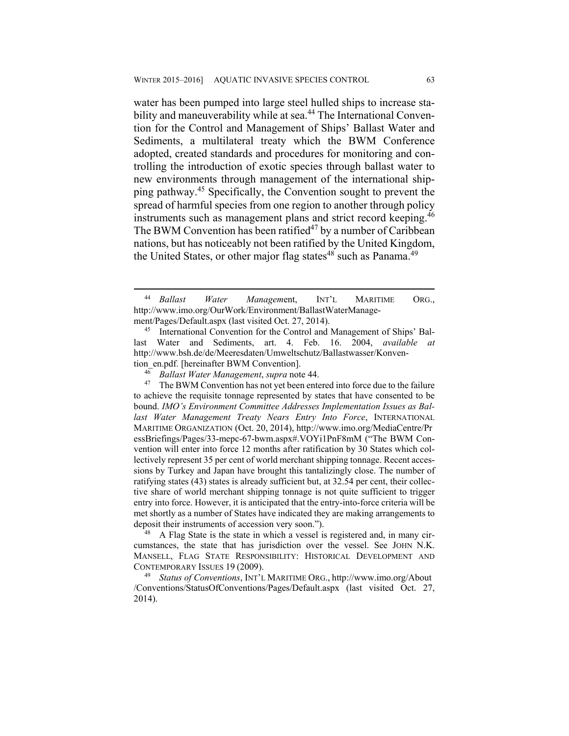water has been pumped into large steel hulled ships to increase stability and maneuverability while at sea.[44] The International Convention for the Control and Management of Ships' Ballast Water and Sediments, a multilateral treaty which the BWM Conference adopted, created standards and procedures for monitoring and controlling the introduction of exotic species through ballast water to new environments through management of the international shipping pathway.[45] Specifically, the Convention sought to prevent the spread of harmful species from one region to another through policy instruments such as management plans and strict record keeping.[46] The BWM Convention has been ratified[47] by a number of Caribbean nations, but has noticeably not been ratified by the United Kingdom, the United States, or other major flag states[48] such as Panama.[49]

---

[44] *Ballast Water Management*, INT'L MARITIME ORG., http://www.imo.org/OurWork/Environment/BallastWaterManagement/Pages/Default.aspx (last visited Oct. 27, 2014).

[45] International Convention for the Control and Management of Ships' Ballast Water and Sediments, art. 4. Feb. 16. 2004, *available at* http://www.bsh.de/de/Meeresdaten/Umweltschutz/Ballastwasser/Konvention_en.pdf. [hereinafter BWM Convention].

[46] *Ballast Water Management*, *supra* note 44.

[47] The BWM Convention has not yet been entered into force due to the failure to achieve the requisite tonnage represented by states that have consented to be bound. *IMO's Environment Committee Addresses Implementation Issues as Ballast Water Management Treaty Nears Entry Into Force*, INTERNATIONAL MARITIME ORGANIZATION (Oct. 20, 2014), http://www.imo.org/MediaCentre/PressBriefings/Pages/33-mepc-67-bwm.aspx#.VOYi1PnF8mM ("The BWM Convention will enter into force 12 months after ratification by 30 States which collectively represent 35 per cent of world merchant shipping tonnage. Recent accessions by Turkey and Japan have brought this tantalizingly close. The number of ratifying states (43) states is already sufficient but, at 32.54 per cent, their collective share of world merchant shipping tonnage is not quite sufficient to trigger entry into force. However, it is anticipated that the entry-into-force criteria will be met shortly as a number of States have indicated they are making arrangements to deposit their instruments of accession very soon.").

[48] A Flag State is the state in which a vessel is registered and, in many circumstances, the state that has jurisdiction over the vessel. See JOHN N.K. MANSELL, FLAG STATE RESPONSIBILITY: HISTORICAL DEVELOPMENT AND CONTEMPORARY ISSUES 19 (2009).

[49] *Status of Conventions*, INT'L MARITIME ORG., http://www.imo.org/About/Conventions/StatusOfConventions/Pages/Default.aspx (last visited Oct. 27, 2014).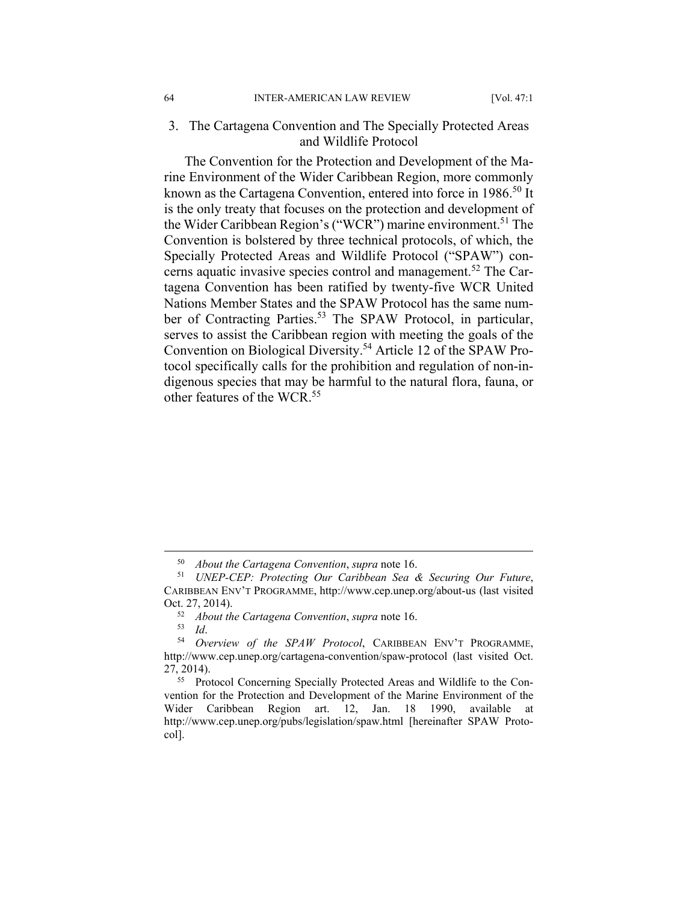### 3. The Cartagena Convention and The Specially Protected Areas and Wildlife Protocol

The Convention for the Protection and Development of the Marine Environment of the Wider Caribbean Region, more commonly known as the Cartagena Convention, entered into force in 1986.[50] It is the only treaty that focuses on the protection and development of the Wider Caribbean Region's ("WCR") marine environment.[51] The Convention is bolstered by three technical protocols, of which, the Specially Protected Areas and Wildlife Protocol ("SPAW") concerns aquatic invasive species control and management.[52] The Cartagena Convention has been ratified by twenty-five WCR United Nations Member States and the SPAW Protocol has the same number of Contracting Parties.[53] The SPAW Protocol, in particular, serves to assist the Caribbean region with meeting the goals of the Convention on Biological Diversity.[54] Article 12 of the SPAW Protocol specifically calls for the prohibition and regulation of non-indigenous species that may be harmful to the natural flora, fauna, or other features of the WCR.[55]

---

[50] *About the Cartagena Convention*, *supra* note 16.

[51] *UNEP-CEP: Protecting Our Caribbean Sea & Securing Our Future*, CARIBBEAN ENV'T PROGRAMME, http://www.cep.unep.org/about-us (last visited Oct. 27, 2014).

[52] *About the Cartagena Convention*, *supra* note 16.

[53] *Id*.

[54] *Overview of the SPAW Protocol*, CARIBBEAN ENV'T PROGRAMME, http://www.cep.unep.org/cartagena-convention/spaw-protocol (last visited Oct. 27, 2014).

[55] Protocol Concerning Specially Protected Areas and Wildlife to the Convention for the Protection and Development of the Marine Environment of the Wider Caribbean Region art. 12, Jan. 18 1990, available at http://www.cep.unep.org/pubs/legislation/spaw.html [hereinafter SPAW Protocol].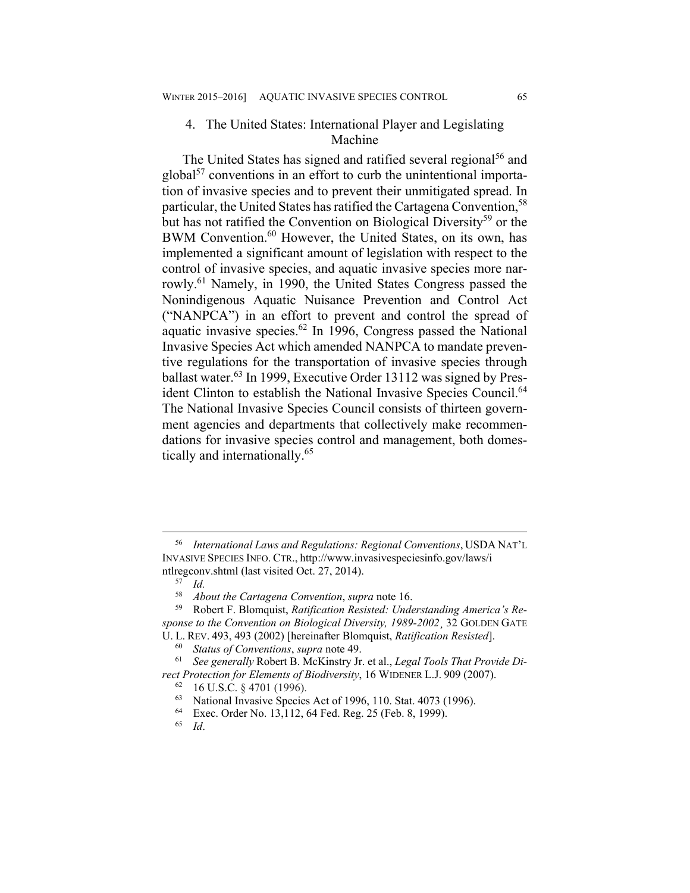### 4. The United States: International Player and Legislating Machine

The United States has signed and ratified several regional[56] and global[57] conventions in an effort to curb the unintentional importation of invasive species and to prevent their unmitigated spread. In particular, the United States has ratified the Cartagena Convention,[58] but has not ratified the Convention on Biological Diversity[59] or the BWM Convention.[60] However, the United States, on its own, has implemented a significant amount of legislation with respect to the control of invasive species, and aquatic invasive species more narrowly.[61] Namely, in 1990, the United States Congress passed the Nonindigenous Aquatic Nuisance Prevention and Control Act ("NANPCA") in an effort to prevent and control the spread of aquatic invasive species.[62] In 1996, Congress passed the National Invasive Species Act which amended NANPCA to mandate preventive regulations for the transportation of invasive species through ballast water.[63] In 1999, Executive Order 13112 was signed by President Clinton to establish the National Invasive Species Council.[64] The National Invasive Species Council consists of thirteen government agencies and departments that collectively make recommendations for invasive species control and management, both domestically and internationally.[65]

---

[56] *International Laws and Regulations: Regional Conventions*, USDA NAT'L INVASIVE SPECIES INFO. CTR., http://www.invasivespeciesinfo.gov/laws/intlregconv.shtml (last visited Oct. 27, 2014).

[57] *Id.*

[58] *About the Cartagena Convention*, *supra* note 16.

[59] Robert F. Blomquist, *Ratification Resisted: Understanding America's Response to the Convention on Biological Diversity, 1989-2002*¸ 32 GOLDEN GATE U. L. REV. 493, 493 (2002) [hereinafter Blomquist, *Ratification Resisted*].

[60] *Status of Conventions*, *supra* note 49.

[61] *See generally* Robert B. McKinstry Jr. et al., *Legal Tools That Provide Direct Protection for Elements of Biodiversity*, 16 WIDENER L.J. 909 (2007).

[62] 16 U.S.C. § 4701 (1996).

[63] National Invasive Species Act of 1996, 110. Stat. 4073 (1996).

[64] Exec. Order No. 13,112, 64 Fed. Reg. 25 (Feb. 8, 1999).

[65] *Id*.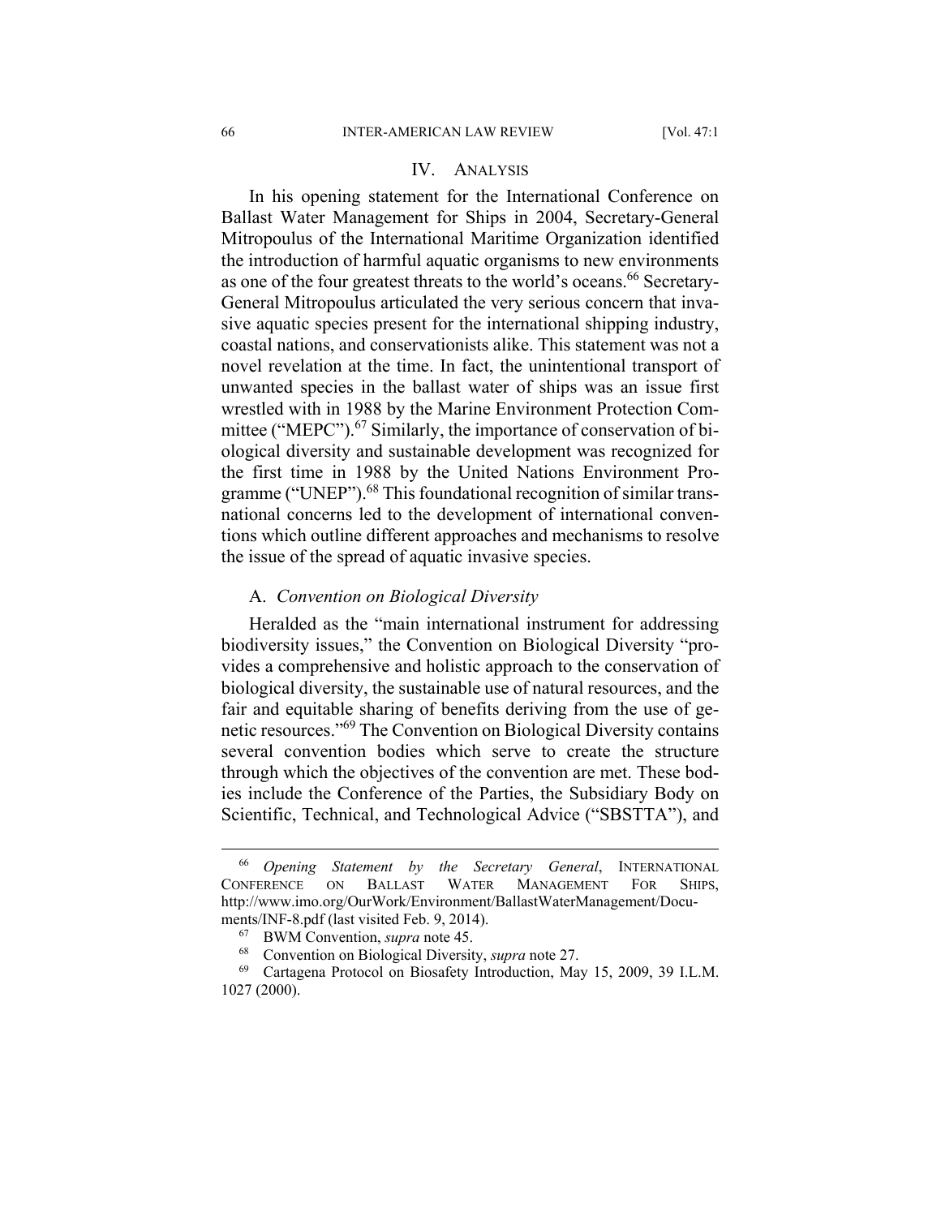## IV. ANALYSIS

In his opening statement for the International Conference on Ballast Water Management for Ships in 2004, Secretary-General Mitropoulus of the International Maritime Organization identified the introduction of harmful aquatic organisms to new environments as one of the four greatest threats to the world's oceans.[66] Secretary-General Mitropoulus articulated the very serious concern that invasive aquatic species present for the international shipping industry, coastal nations, and conservationists alike. This statement was not a novel revelation at the time. In fact, the unintentional transport of unwanted species in the ballast water of ships was an issue first wrestled with in 1988 by the Marine Environment Protection Committee ("MEPC").[67] Similarly, the importance of conservation of biological diversity and sustainable development was recognized for the first time in 1988 by the United Nations Environment Programme ("UNEP").[68] This foundational recognition of similar transnational concerns led to the development of international conventions which outline different approaches and mechanisms to resolve the issue of the spread of aquatic invasive species.

### A. *Convention on Biological Diversity*

Heralded as the "main international instrument for addressing biodiversity issues," the Convention on Biological Diversity "provides a comprehensive and holistic approach to the conservation of biological diversity, the sustainable use of natural resources, and the fair and equitable sharing of benefits deriving from the use of genetic resources."[69] The Convention on Biological Diversity contains several convention bodies which serve to create the structure through which the objectives of the convention are met. These bodies include the Conference of the Parties, the Subsidiary Body on Scientific, Technical, and Technological Advice ("SBSTTA"), and

---

[66] *Opening Statement by the Secretary General*, INTERNATIONAL CONFERENCE ON BALLAST WATER MANAGEMENT FOR SHIPS, http://www.imo.org/OurWork/Environment/BallastWaterManagement/Documents/INF-8.pdf (last visited Feb. 9, 2014).

[67] BWM Convention, *supra* note 45.

[68] Convention on Biological Diversity, *supra* note 27.

[69] Cartagena Protocol on Biosafety Introduction, May 15, 2009, 39 I.L.M. 1027 (2000).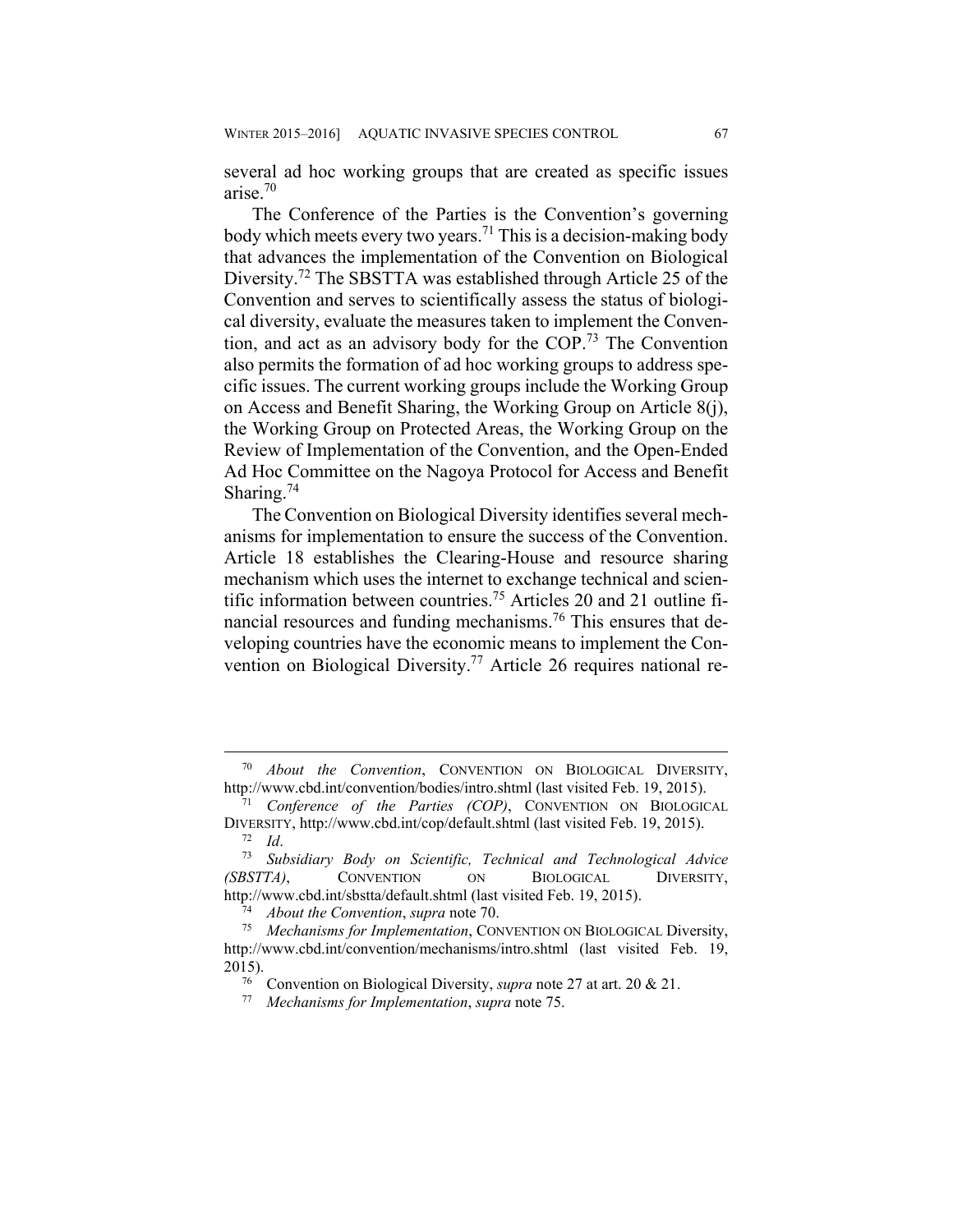several ad hoc working groups that are created as specific issues arise.[70]

The Conference of the Parties is the Convention's governing body which meets every two years.[71] This is a decision-making body that advances the implementation of the Convention on Biological Diversity.[72] The SBSTTA was established through Article 25 of the Convention and serves to scientifically assess the status of biological diversity, evaluate the measures taken to implement the Convention, and act as an advisory body for the COP.[73] The Convention also permits the formation of ad hoc working groups to address specific issues. The current working groups include the Working Group on Access and Benefit Sharing, the Working Group on Article 8(j), the Working Group on Protected Areas, the Working Group on the Review of Implementation of the Convention, and the Open-Ended Ad Hoc Committee on the Nagoya Protocol for Access and Benefit Sharing.[74]

The Convention on Biological Diversity identifies several mechanisms for implementation to ensure the success of the Convention. Article 18 establishes the Clearing-House and resource sharing mechanism which uses the internet to exchange technical and scientific information between countries.[75] Articles 20 and 21 outline financial resources and funding mechanisms.[76] This ensures that developing countries have the economic means to implement the Convention on Biological Diversity.[77] Article 26 requires national re-

---

[70] *About the Convention*, CONVENTION ON BIOLOGICAL DIVERSITY, http://www.cbd.int/convention/bodies/intro.shtml (last visited Feb. 19, 2015).

[71] *Conference of the Parties (COP)*, CONVENTION ON BIOLOGICAL DIVERSITY, http://www.cbd.int/cop/default.shtml (last visited Feb. 19, 2015).

[72] *Id*.

[73] *Subsidiary Body on Scientific, Technical and Technological Advice (SBSTTA)*, CONVENTION ON BIOLOGICAL DIVERSITY, http://www.cbd.int/sbstta/default.shtml (last visited Feb. 19, 2015).

[74] *About the Convention*, *supra* note 70.

[75] *Mechanisms for Implementation*, CONVENTION ON BIOLOGICAL Diversity, http://www.cbd.int/convention/mechanisms/intro.shtml (last visited Feb. 19, 2015).

[76] Convention on Biological Diversity, *supra* note 27 at art. 20 & 21.

[77] *Mechanisms for Implementation*, *supra* note 75.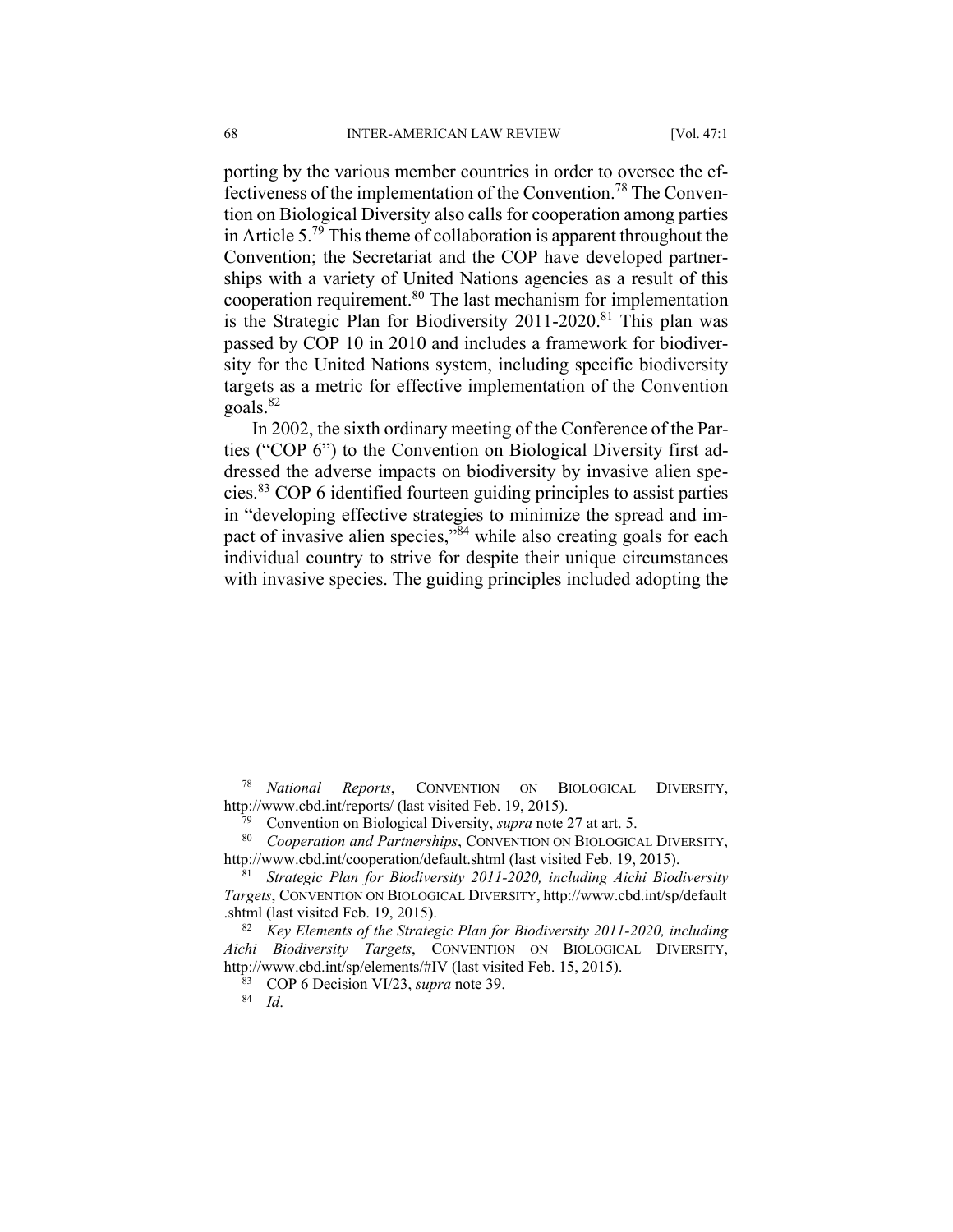porting by the various member countries in order to oversee the effectiveness of the implementation of the Convention.[78] The Convention on Biological Diversity also calls for cooperation among parties in Article 5.[79] This theme of collaboration is apparent throughout the Convention; the Secretariat and the COP have developed partnerships with a variety of United Nations agencies as a result of this cooperation requirement.[80] The last mechanism for implementation is the Strategic Plan for Biodiversity 2011-2020.[81] This plan was passed by COP 10 in 2010 and includes a framework for biodiversity for the United Nations system, including specific biodiversity targets as a metric for effective implementation of the Convention goals.[82]

In 2002, the sixth ordinary meeting of the Conference of the Parties ("COP 6") to the Convention on Biological Diversity first addressed the adverse impacts on biodiversity by invasive alien species.[83] COP 6 identified fourteen guiding principles to assist parties in "developing effective strategies to minimize the spread and impact of invasive alien species,"[84] while also creating goals for each individual country to strive for despite their unique circumstances with invasive species. The guiding principles included adopting the

---

[78] *National Reports*, CONVENTION ON BIOLOGICAL DIVERSITY, http://www.cbd.int/reports/ (last visited Feb. 19, 2015).

[79] Convention on Biological Diversity, *supra* note 27 at art. 5.

[80] *Cooperation and Partnerships*, CONVENTION ON BIOLOGICAL DIVERSITY, http://www.cbd.int/cooperation/default.shtml (last visited Feb. 19, 2015).

[81] *Strategic Plan for Biodiversity 2011-2020, including Aichi Biodiversity Targets*, CONVENTION ON BIOLOGICAL DIVERSITY, http://www.cbd.int/sp/default.shtml (last visited Feb. 19, 2015).

[82] *Key Elements of the Strategic Plan for Biodiversity 2011-2020, including Aichi Biodiversity Targets*, CONVENTION ON BIOLOGICAL DIVERSITY, http://www.cbd.int/sp/elements/#IV (last visited Feb. 15, 2015).

[83] COP 6 Decision VI/23, *supra* note 39.

[84] *Id*.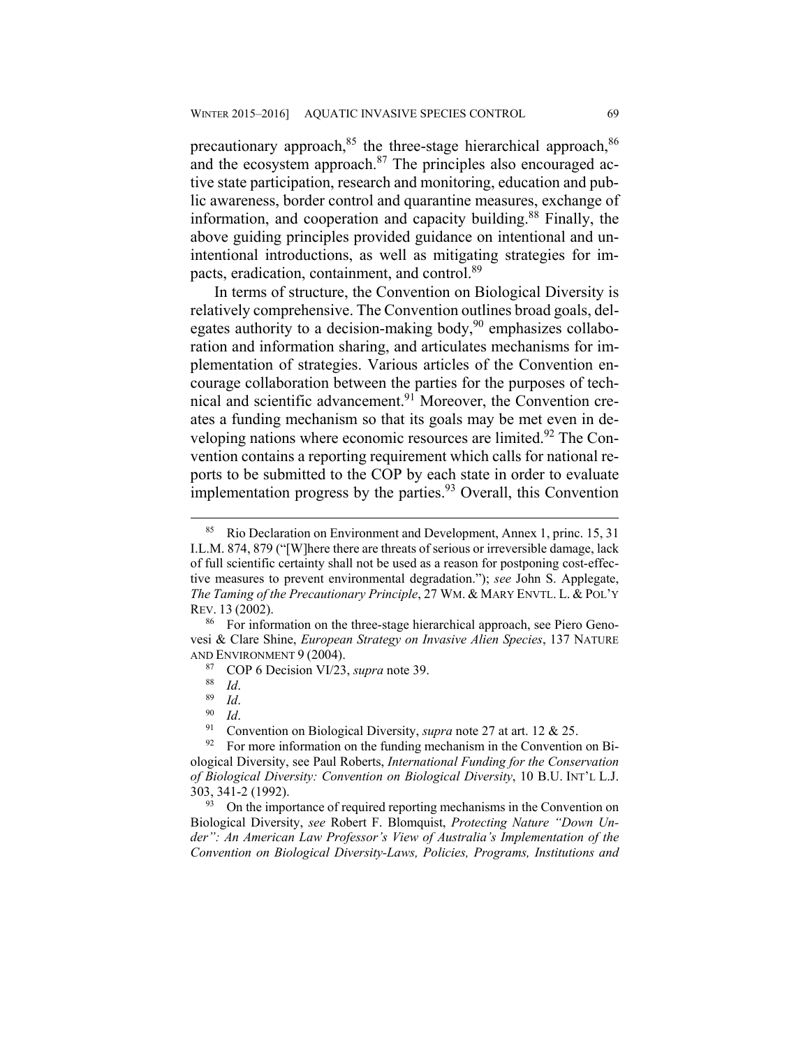precautionary approach,[85] the three-stage hierarchical approach,[86] and the ecosystem approach.[87] The principles also encouraged active state participation, research and monitoring, education and public awareness, border control and quarantine measures, exchange of information, and cooperation and capacity building.[88] Finally, the above guiding principles provided guidance on intentional and unintentional introductions, as well as mitigating strategies for impacts, eradication, containment, and control.[89]

In terms of structure, the Convention on Biological Diversity is relatively comprehensive. The Convention outlines broad goals, delegates authority to a decision-making body,[90] emphasizes collaboration and information sharing, and articulates mechanisms for implementation of strategies. Various articles of the Convention encourage collaboration between the parties for the purposes of technical and scientific advancement.[91] Moreover, the Convention creates a funding mechanism so that its goals may be met even in developing nations where economic resources are limited.[92] The Convention contains a reporting requirement which calls for national reports to be submitted to the COP by each state in order to evaluate implementation progress by the parties.[93] Overall, this Convention

---

[85] Rio Declaration on Environment and Development, Annex 1, princ. 15, 31 I.L.M. 874, 879 ("[W]here there are threats of serious or irreversible damage, lack of full scientific certainty shall not be used as a reason for postponing cost-effective measures to prevent environmental degradation."); *see* John S. Applegate, *The Taming of the Precautionary Principle*, 27 WM. & MARY ENVTL. L. & POL'Y REV. 13 (2002).

[86] For information on the three-stage hierarchical approach, see Piero Genovesi & Clare Shine, *European Strategy on Invasive Alien Species*, 137 NATURE AND ENVIRONMENT 9 (2004).

[87] COP 6 Decision VI/23, *supra* note 39.

[88] *Id*.

[89] *Id*.

[90] *Id*.

[91] Convention on Biological Diversity, *supra* note 27 at art. 12 & 25.

[92] For more information on the funding mechanism in the Convention on Biological Diversity, see Paul Roberts, *International Funding for the Conservation of Biological Diversity: Convention on Biological Diversity*, 10 B.U. INT'L L.J. 303, 341-2 (1992).

[93] On the importance of required reporting mechanisms in the Convention on Biological Diversity, *see* Robert F. Blomquist, *Protecting Nature "Down Under": An American Law Professor's View of Australia's Implementation of the Convention on Biological Diversity-Laws, Policies, Programs, Institutions and*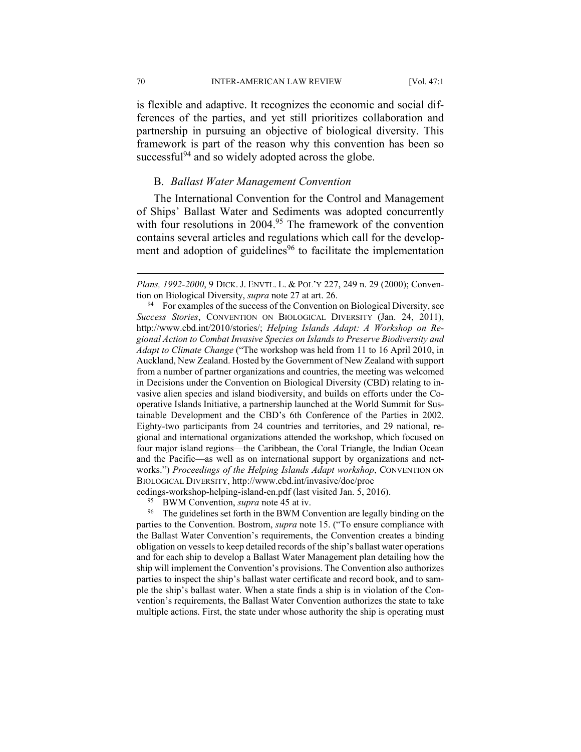is flexible and adaptive. It recognizes the economic and social differences of the parties, and yet still prioritizes collaboration and partnership in pursuing an objective of biological diversity. This framework is part of the reason why this convention has been so successful[94] and so widely adopted across the globe.

### B. *Ballast Water Management Convention*

The International Convention for the Control and Management of Ships' Ballast Water and Sediments was adopted concurrently with four resolutions in 2004.[95] The framework of the convention contains several articles and regulations which call for the development and adoption of guidelines[96] to facilitate the implementation

---

*Plans, 1992-2000*, 9 DICK. J. ENVTL. L. & POL'Y 227, 249 n. 29 (2000); Convention on Biological Diversity, *supra* note 27 at art. 26.

[94] For examples of the success of the Convention on Biological Diversity, see *Success Stories*, CONVENTION ON BIOLOGICAL DIVERSITY (Jan. 24, 2011), http://www.cbd.int/2010/stories/; *Helping Islands Adapt: A Workshop on Regional Action to Combat Invasive Species on Islands to Preserve Biodiversity and Adapt to Climate Change* ("The workshop was held from 11 to 16 April 2010, in Auckland, New Zealand. Hosted by the Government of New Zealand with support from a number of partner organizations and countries, the meeting was welcomed in Decisions under the Convention on Biological Diversity (CBD) relating to invasive alien species and island biodiversity, and builds on efforts under the Cooperative Islands Initiative, a partnership launched at the World Summit for Sustainable Development and the CBD's 6th Conference of the Parties in 2002. Eighty-two participants from 24 countries and territories, and 29 national, regional and international organizations attended the workshop, which focused on four major island regions—the Caribbean, the Coral Triangle, the Indian Ocean and the Pacific—as well as on international support by organizations and networks.") *Proceedings of the Helping Islands Adapt workshop*, CONVENTION ON BIOLOGICAL DIVERSITY, http://www.cbd.int/invasive/doc/proceedings-workshop-helping-island-en.pdf (last visited Jan. 5, 2016).

[95] BWM Convention, *supra* note 45 at iv.

[96] The guidelines set forth in the BWM Convention are legally binding on the parties to the Convention. Bostrom, *supra* note 15. ("To ensure compliance with the Ballast Water Convention's requirements, the Convention creates a binding obligation on vessels to keep detailed records of the ship's ballast water operations and for each ship to develop a Ballast Water Management plan detailing how the ship will implement the Convention's provisions. The Convention also authorizes parties to inspect the ship's ballast water certificate and record book, and to sample the ship's ballast water. When a state finds a ship is in violation of the Convention's requirements, the Ballast Water Convention authorizes the state to take multiple actions. First, the state under whose authority the ship is operating must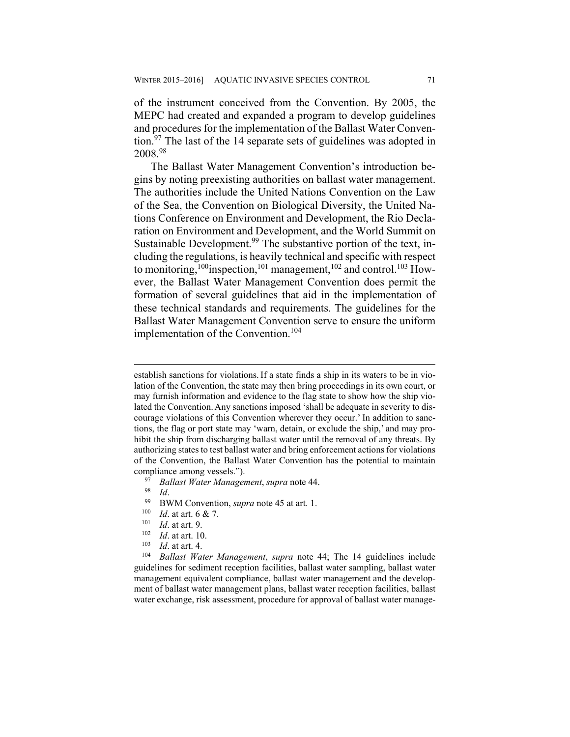of the instrument conceived from the Convention. By 2005, the MEPC had created and expanded a program to develop guidelines and procedures for the implementation of the Ballast Water Convention.[97] The last of the 14 separate sets of guidelines was adopted in 2008.[98]

The Ballast Water Management Convention's introduction begins by noting preexisting authorities on ballast water management. The authorities include the United Nations Convention on the Law of the Sea, the Convention on Biological Diversity, the United Nations Conference on Environment and Development, the Rio Declaration on Environment and Development, and the World Summit on Sustainable Development.[99] The substantive portion of the text, including the regulations, is heavily technical and specific with respect to monitoring,[100] inspection,[101] management,[102] and control.[103] However, the Ballast Water Management Convention does permit the formation of several guidelines that aid in the implementation of these technical standards and requirements. The guidelines for the Ballast Water Management Convention serve to ensure the uniform implementation of the Convention.[104]

---

establish sanctions for violations. If a state finds a ship in its waters to be in violation of the Convention, the state may then bring proceedings in its own court, or may furnish information and evidence to the flag state to show how the ship violated the Convention. Any sanctions imposed 'shall be adequate in severity to discourage violations of this Convention wherever they occur.' In addition to sanctions, the flag or port state may 'warn, detain, or exclude the ship,' and may prohibit the ship from discharging ballast water until the removal of any threats. By authorizing states to test ballast water and bring enforcement actions for violations of the Convention, the Ballast Water Convention has the potential to maintain compliance among vessels.").

[97] *Ballast Water Management*, *supra* note 44.

[98] *Id*.

[99] BWM Convention, *supra* note 45 at art. 1.

[100] *Id*. at art. 6 & 7.

[101] *Id*. at art. 9.

[102] *Id*. at art. 10.

[103] *Id*. at art. 4.

[104] *Ballast Water Management*, *supra* note 44; The 14 guidelines include guidelines for sediment reception facilities, ballast water sampling, ballast water management equivalent compliance, ballast water management and the development of ballast water management plans, ballast water reception facilities, ballast water exchange, risk assessment, procedure for approval of ballast water manage-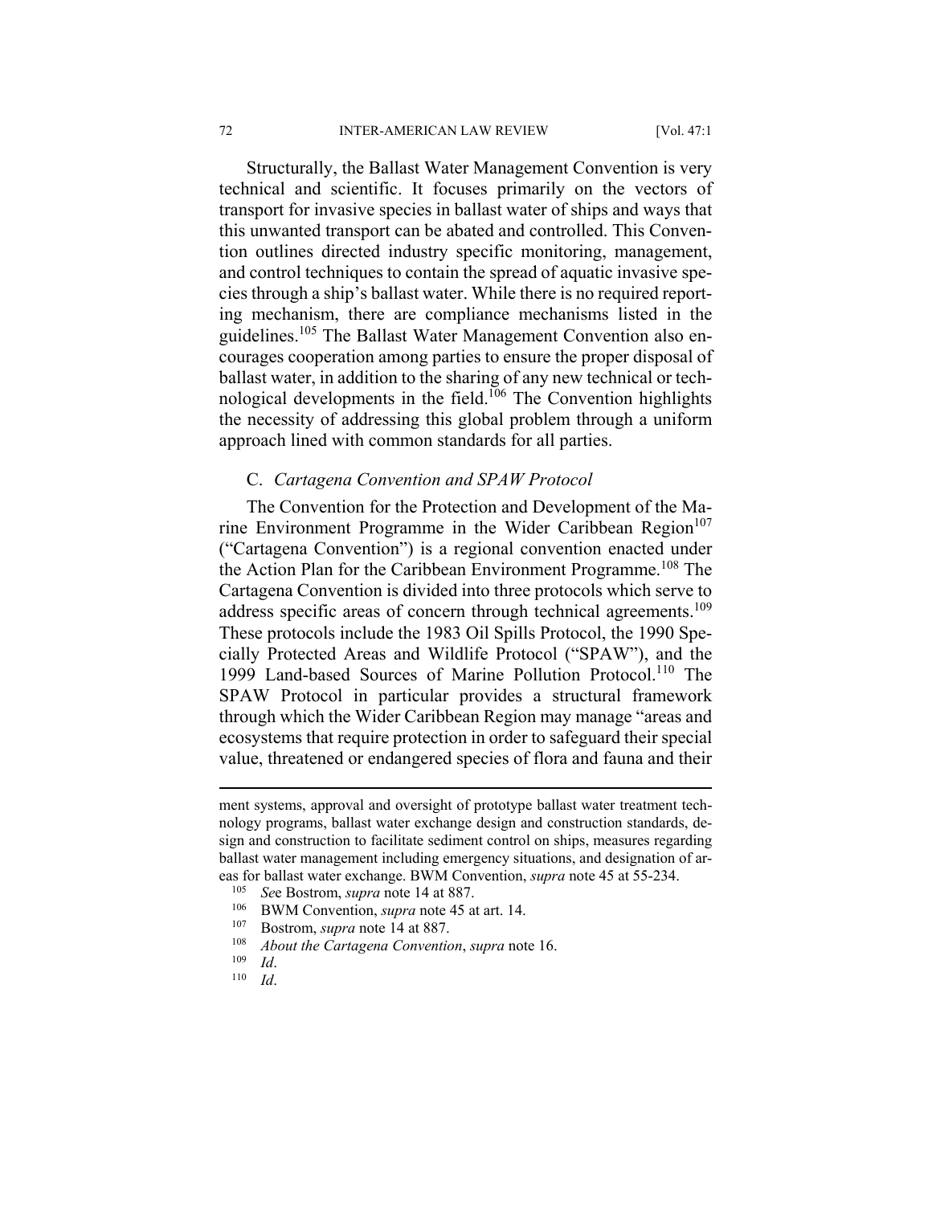Structurally, the Ballast Water Management Convention is very technical and scientific. It focuses primarily on the vectors of transport for invasive species in ballast water of ships and ways that this unwanted transport can be abated and controlled. This Convention outlines directed industry specific monitoring, management, and control techniques to contain the spread of aquatic invasive species through a ship's ballast water. While there is no required reporting mechanism, there are compliance mechanisms listed in the guidelines.[105] The Ballast Water Management Convention also encourages cooperation among parties to ensure the proper disposal of ballast water, in addition to the sharing of any new technical or technological developments in the field.[106] The Convention highlights the necessity of addressing this global problem through a uniform approach lined with common standards for all parties.

### C. *Cartagena Convention and SPAW Protocol*

The Convention for the Protection and Development of the Marine Environment Programme in the Wider Caribbean Region[107] ("Cartagena Convention") is a regional convention enacted under the Action Plan for the Caribbean Environment Programme.[108] The Cartagena Convention is divided into three protocols which serve to address specific areas of concern through technical agreements.[109] These protocols include the 1983 Oil Spills Protocol, the 1990 Specially Protected Areas and Wildlife Protocol ("SPAW"), and the 1999 Land-based Sources of Marine Pollution Protocol.[110] The SPAW Protocol in particular provides a structural framework through which the Wider Caribbean Region may manage "areas and ecosystems that require protection in order to safeguard their special value, threatened or endangered species of flora and fauna and their

---

ment systems, approval and oversight of prototype ballast water treatment technology programs, ballast water exchange design and construction standards, design and construction to facilitate sediment control on ships, measures regarding ballast water management including emergency situations, and designation of areas for ballast water exchange. BWM Convention, *supra* note 45 at 55-234.

[105] *Se*e Bostrom, *supra* note 14 at 887.

[106] BWM Convention, *supra* note 45 at art. 14.

[107] Bostrom, *supra* note 14 at 887.

[108] *About the Cartagena Convention*, *supra* note 16.

[109] *Id*.

[110] *Id*.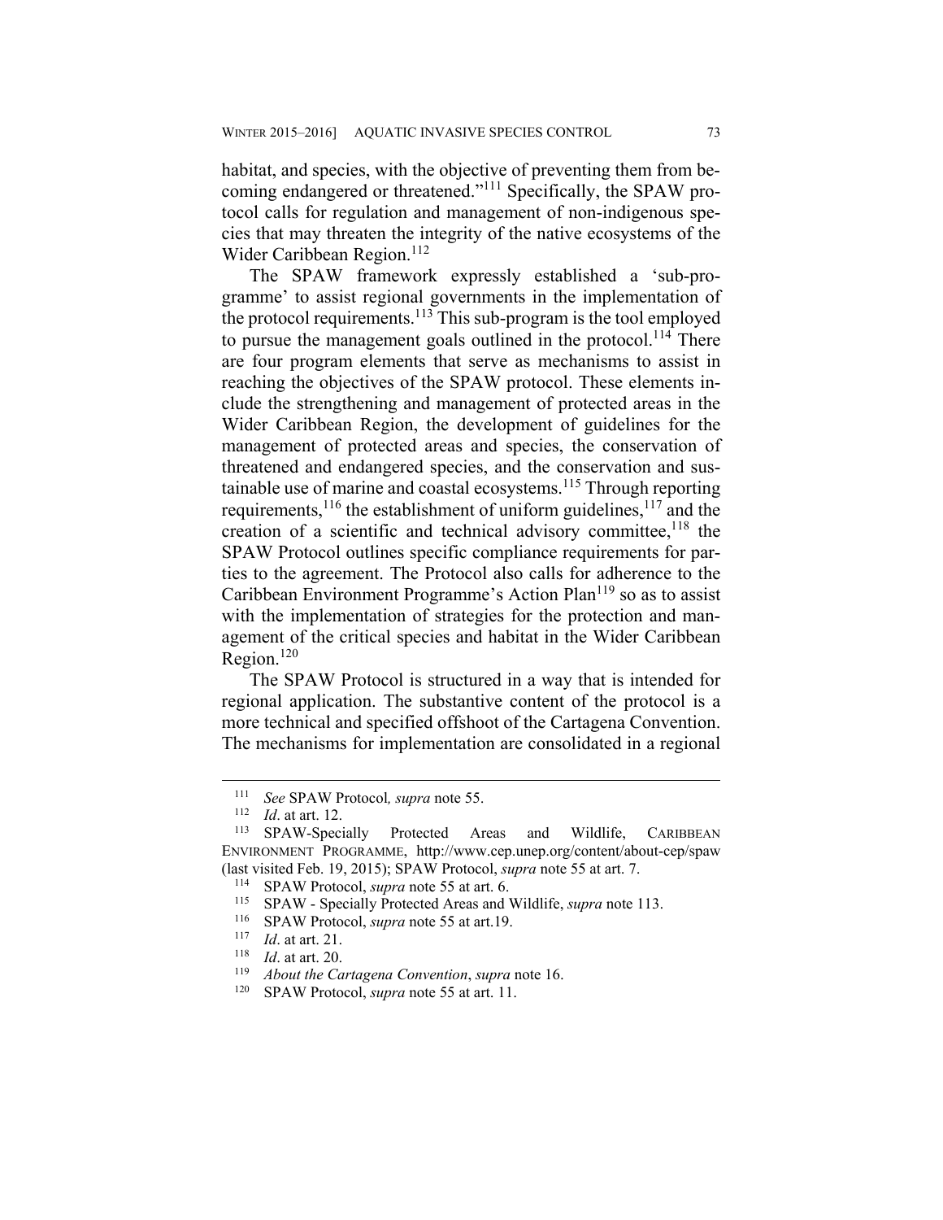habitat, and species, with the objective of preventing them from becoming endangered or threatened."[111] Specifically, the SPAW protocol calls for regulation and management of non-indigenous species that may threaten the integrity of the native ecosystems of the Wider Caribbean Region.[112]

The SPAW framework expressly established a 'sub-programme' to assist regional governments in the implementation of the protocol requirements.[113] This sub-program is the tool employed to pursue the management goals outlined in the protocol.[114] There are four program elements that serve as mechanisms to assist in reaching the objectives of the SPAW protocol. These elements include the strengthening and management of protected areas in the Wider Caribbean Region, the development of guidelines for the management of protected areas and species, the conservation of threatened and endangered species, and the conservation and sustainable use of marine and coastal ecosystems.[115] Through reporting requirements,[116] the establishment of uniform guidelines,[117] and the creation of a scientific and technical advisory committee,[118] the SPAW Protocol outlines specific compliance requirements for parties to the agreement. The Protocol also calls for adherence to the Caribbean Environment Programme's Action Plan[119] so as to assist with the implementation of strategies for the protection and management of the critical species and habitat in the Wider Caribbean Region.[120]

The SPAW Protocol is structured in a way that is intended for regional application. The substantive content of the protocol is a more technical and specified offshoot of the Cartagena Convention. The mechanisms for implementation are consolidated in a regional

---

[111] *See* SPAW Protocol*, supra* note 55.

[112] *Id*. at art. 12.

[113] SPAW-Specially Protected Areas and Wildlife, CARIBBEAN ENVIRONMENT PROGRAMME, http://www.cep.unep.org/content/about-cep/spaw (last visited Feb. 19, 2015); SPAW Protocol, *supra* note 55 at art. 7.

[114] SPAW Protocol, *supra* note 55 at art. 6.

[115] SPAW - Specially Protected Areas and Wildlife, *supra* note 113.

[116] SPAW Protocol, *supra* note 55 at art.19.

[117] *Id*. at art. 21.

[118] *Id*. at art. 20.

[119] *About the Cartagena Convention*, *supra* note 16.

[120] SPAW Protocol, *supra* note 55 at art. 11.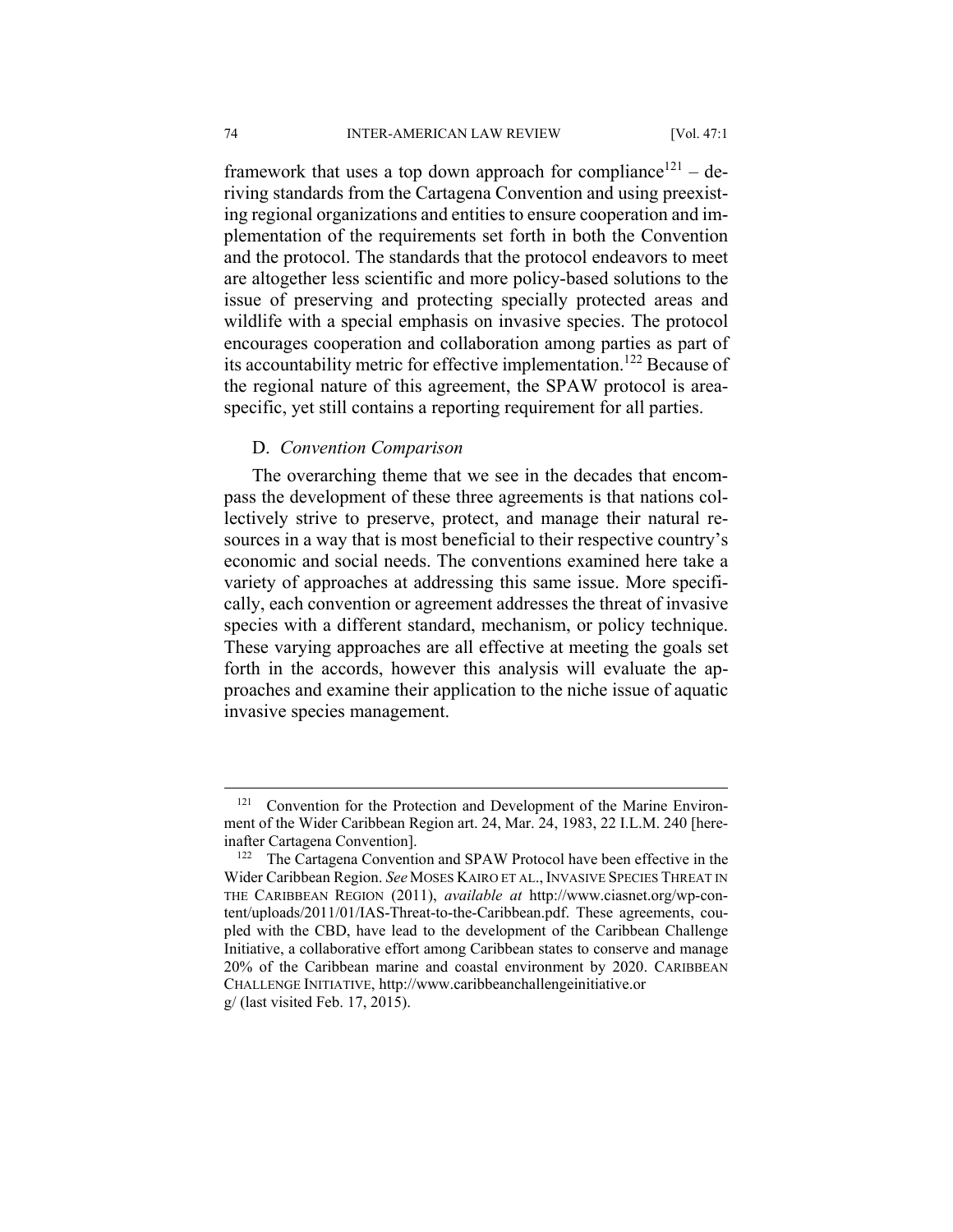framework that uses a top down approach for compliance[121] – deriving standards from the Cartagena Convention and using preexisting regional organizations and entities to ensure cooperation and implementation of the requirements set forth in both the Convention and the protocol. The standards that the protocol endeavors to meet are altogether less scientific and more policy-based solutions to the issue of preserving and protecting specially protected areas and wildlife with a special emphasis on invasive species. The protocol encourages cooperation and collaboration among parties as part of its accountability metric for effective implementation.[122] Because of the regional nature of this agreement, the SPAW protocol is area-specific, yet still contains a reporting requirement for all parties.

### D. *Convention Comparison*

The overarching theme that we see in the decades that encompass the development of these three agreements is that nations collectively strive to preserve, protect, and manage their natural resources in a way that is most beneficial to their respective country's economic and social needs. The conventions examined here take a variety of approaches at addressing this same issue. More specifically, each convention or agreement addresses the threat of invasive species with a different standard, mechanism, or policy technique. These varying approaches are all effective at meeting the goals set forth in the accords, however this analysis will evaluate the approaches and examine their application to the niche issue of aquatic invasive species management.

---

[121] Convention for the Protection and Development of the Marine Environment of the Wider Caribbean Region art. 24, Mar. 24, 1983, 22 I.L.M. 240 [hereinafter Cartagena Convention].

[122] The Cartagena Convention and SPAW Protocol have been effective in the Wider Caribbean Region. *See* MOSES KAIRO ET AL., INVASIVE SPECIES THREAT IN THE CARIBBEAN REGION (2011), *available at* http://www.ciasnet.org/wp-content/uploads/2011/01/IAS-Threat-to-the-Caribbean.pdf. These agreements, coupled with the CBD, have lead to the development of the Caribbean Challenge Initiative, a collaborative effort among Caribbean states to conserve and manage 20% of the Caribbean marine and coastal environment by 2020. CARIBBEAN CHALLENGE INITIATIVE, http://www.caribbeanchallengeinitiative.org/ (last visited Feb. 17, 2015).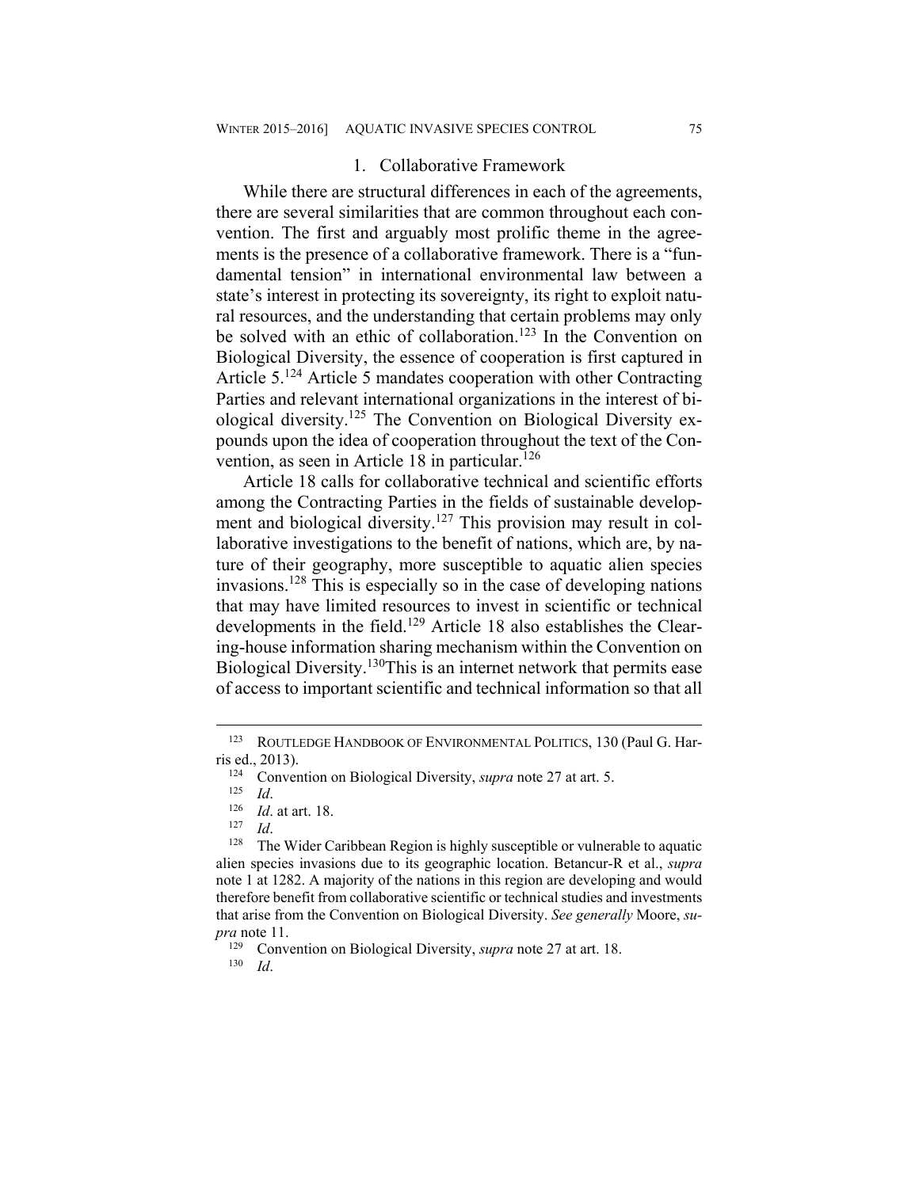### 1. Collaborative Framework

While there are structural differences in each of the agreements, there are several similarities that are common throughout each convention. The first and arguably most prolific theme in the agreements is the presence of a collaborative framework. There is a "fundamental tension" in international environmental law between a state's interest in protecting its sovereignty, its right to exploit natural resources, and the understanding that certain problems may only be solved with an ethic of collaboration.[123] In the Convention on Biological Diversity, the essence of cooperation is first captured in Article 5.[124] Article 5 mandates cooperation with other Contracting Parties and relevant international organizations in the interest of biological diversity.[125] The Convention on Biological Diversity expounds upon the idea of cooperation throughout the text of the Convention, as seen in Article 18 in particular.[126]

Article 18 calls for collaborative technical and scientific efforts among the Contracting Parties in the fields of sustainable development and biological diversity.[127] This provision may result in collaborative investigations to the benefit of nations, which are, by nature of their geography, more susceptible to aquatic alien species invasions.[128] This is especially so in the case of developing nations that may have limited resources to invest in scientific or technical developments in the field.[129] Article 18 also establishes the Clearing-house information sharing mechanism within the Convention on Biological Diversity.[130]This is an internet network that permits ease of access to important scientific and technical information so that all

---

[123] ROUTLEDGE HANDBOOK OF ENVIRONMENTAL POLITICS, 130 (Paul G. Harris ed., 2013).

[124] Convention on Biological Diversity, *supra* note 27 at art. 5.

[125] *Id*.

[126] *Id*. at art. 18.

[127] *Id*.

[128] The Wider Caribbean Region is highly susceptible or vulnerable to aquatic alien species invasions due to its geographic location. Betancur-R et al., *supra* note 1 at 1282. A majority of the nations in this region are developing and would therefore benefit from collaborative scientific or technical studies and investments that arise from the Convention on Biological Diversity. *See generally* Moore, *supra* note 11.

[129] Convention on Biological Diversity, *supra* note 27 at art. 18.

[130] *Id*.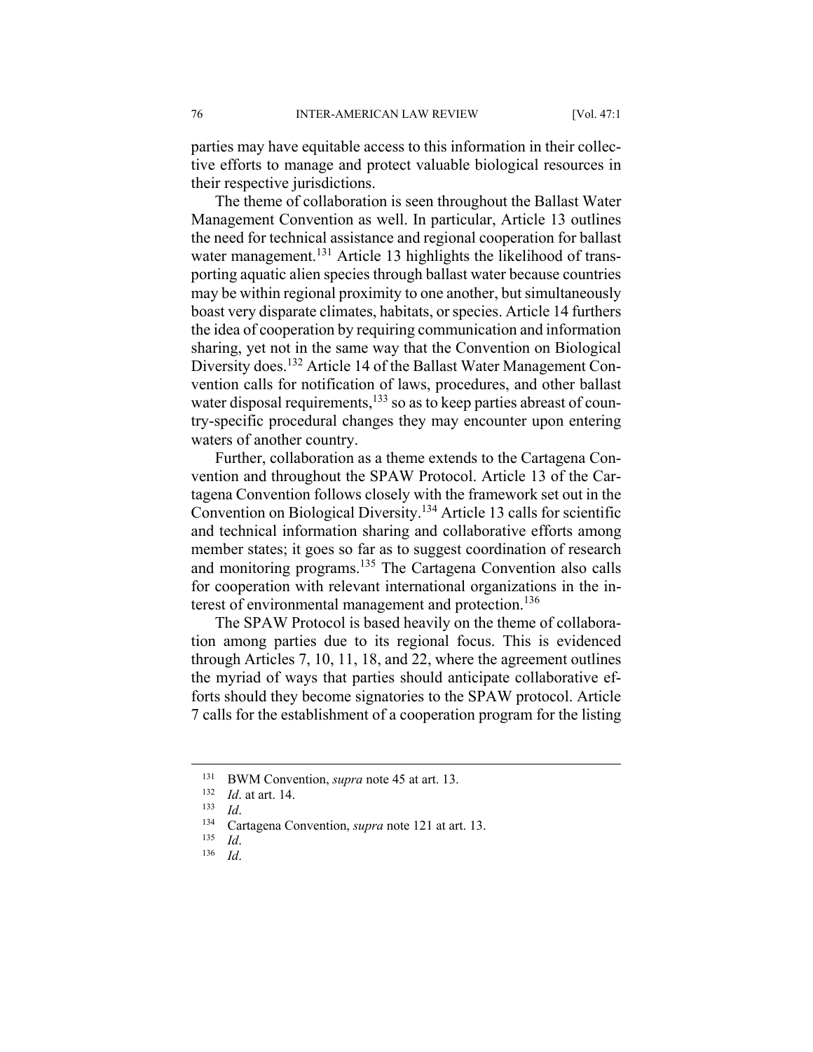parties may have equitable access to this information in their collective efforts to manage and protect valuable biological resources in their respective jurisdictions.

The theme of collaboration is seen throughout the Ballast Water Management Convention as well. In particular, Article 13 outlines the need for technical assistance and regional cooperation for ballast water management.[131] Article 13 highlights the likelihood of transporting aquatic alien species through ballast water because countries may be within regional proximity to one another, but simultaneously boast very disparate climates, habitats, or species. Article 14 furthers the idea of cooperation by requiring communication and information sharing, yet not in the same way that the Convention on Biological Diversity does.[132] Article 14 of the Ballast Water Management Convention calls for notification of laws, procedures, and other ballast water disposal requirements,[133] so as to keep parties abreast of country-specific procedural changes they may encounter upon entering waters of another country.

Further, collaboration as a theme extends to the Cartagena Convention and throughout the SPAW Protocol. Article 13 of the Cartagena Convention follows closely with the framework set out in the Convention on Biological Diversity.[134] Article 13 calls for scientific and technical information sharing and collaborative efforts among member states; it goes so far as to suggest coordination of research and monitoring programs.[135] The Cartagena Convention also calls for cooperation with relevant international organizations in the interest of environmental management and protection.[136]

The SPAW Protocol is based heavily on the theme of collaboration among parties due to its regional focus. This is evidenced through Articles 7, 10, 11, 18, and 22, where the agreement outlines the myriad of ways that parties should anticipate collaborative efforts should they become signatories to the SPAW protocol. Article 7 calls for the establishment of a cooperation program for the listing

---

[131] BWM Convention, *supra* note 45 at art. 13.

[132] *Id*. at art. 14.

[133] *Id*.

[134] Cartagena Convention, *supra* note 121 at art. 13.

[135] *Id*.

[136] *Id*.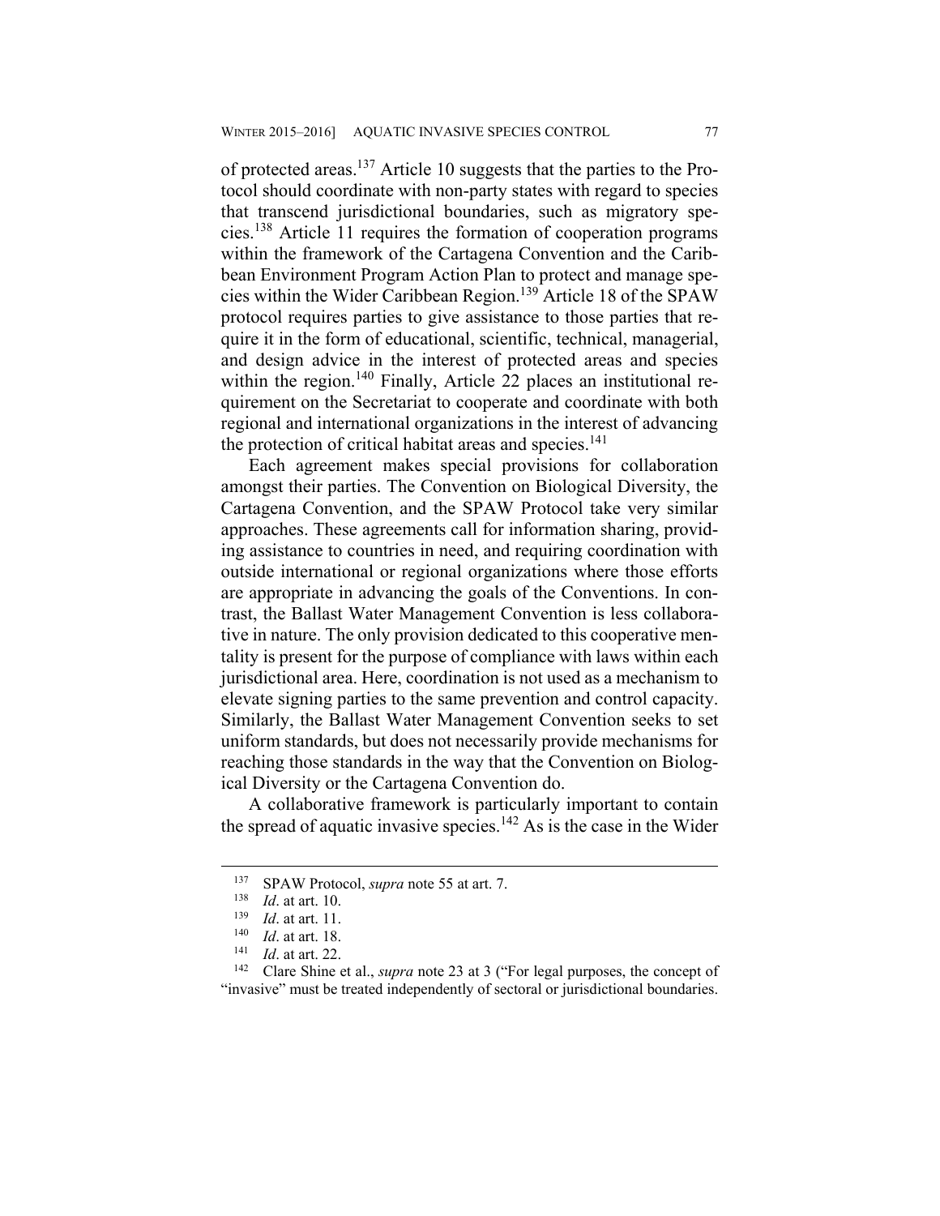of protected areas.[137] Article 10 suggests that the parties to the Protocol should coordinate with non-party states with regard to species that transcend jurisdictional boundaries, such as migratory species.[138] Article 11 requires the formation of cooperation programs within the framework of the Cartagena Convention and the Caribbean Environment Program Action Plan to protect and manage species within the Wider Caribbean Region.[139] Article 18 of the SPAW protocol requires parties to give assistance to those parties that require it in the form of educational, scientific, technical, managerial, and design advice in the interest of protected areas and species within the region.[140] Finally, Article 22 places an institutional requirement on the Secretariat to cooperate and coordinate with both regional and international organizations in the interest of advancing the protection of critical habitat areas and species.[141]

Each agreement makes special provisions for collaboration amongst their parties. The Convention on Biological Diversity, the Cartagena Convention, and the SPAW Protocol take very similar approaches. These agreements call for information sharing, providing assistance to countries in need, and requiring coordination with outside international or regional organizations where those efforts are appropriate in advancing the goals of the Conventions. In contrast, the Ballast Water Management Convention is less collaborative in nature. The only provision dedicated to this cooperative mentality is present for the purpose of compliance with laws within each jurisdictional area. Here, coordination is not used as a mechanism to elevate signing parties to the same prevention and control capacity. Similarly, the Ballast Water Management Convention seeks to set uniform standards, but does not necessarily provide mechanisms for reaching those standards in the way that the Convention on Biological Diversity or the Cartagena Convention do.

A collaborative framework is particularly important to contain the spread of aquatic invasive species.[142] As is the case in the Wider

---

[137] SPAW Protocol, *supra* note 55 at art. 7.

[138] *Id*. at art. 10.

[139] *Id*. at art. 11.

[140] *Id*. at art. 18.

[141] *Id*. at art. 22.

[142] Clare Shine et al., *supra* note 23 at 3 ("For legal purposes, the concept of "invasive" must be treated independently of sectoral or jurisdictional boundaries.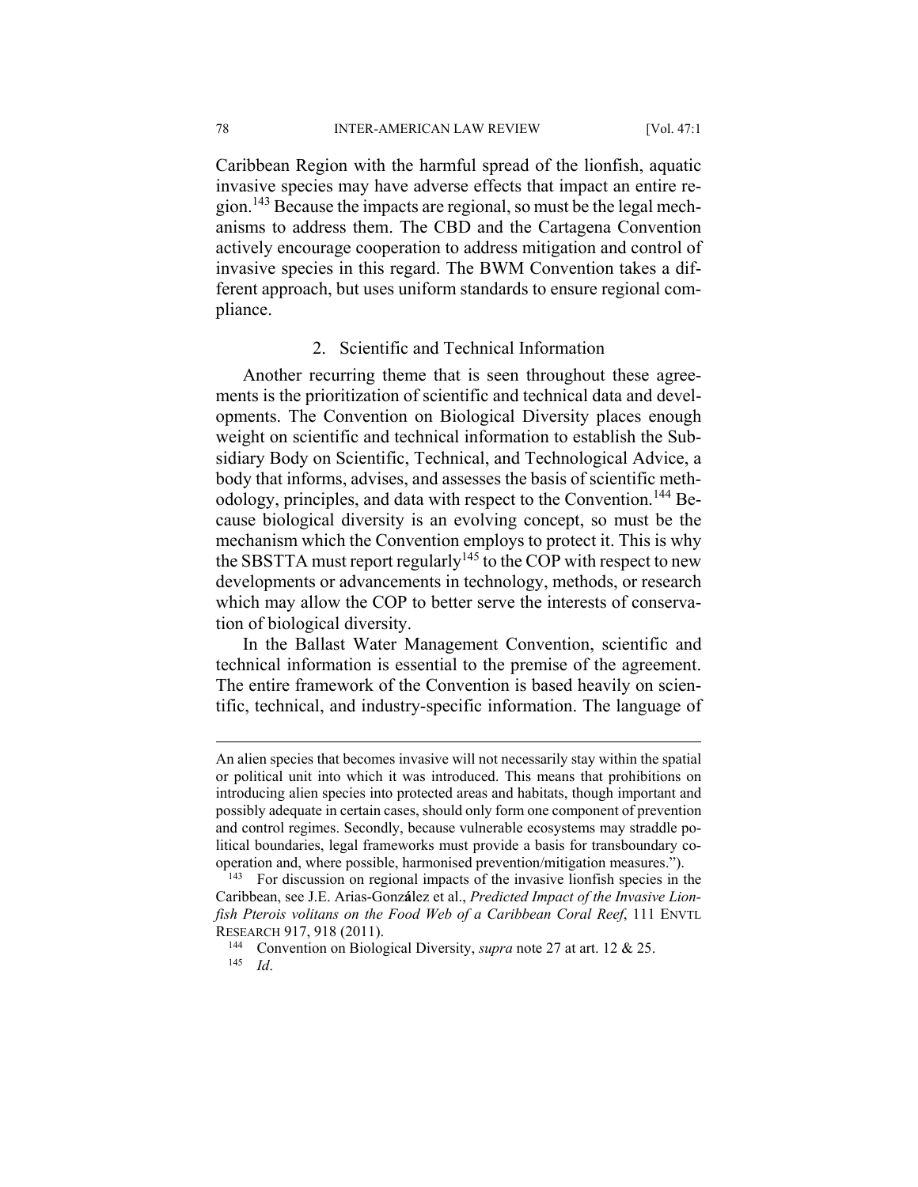Caribbean Region with the harmful spread of the lionfish, aquatic invasive species may have adverse effects that impact an entire region.[143] Because the impacts are regional, so must be the legal mechanisms to address them. The CBD and the Cartagena Convention actively encourage cooperation to address mitigation and control of invasive species in this regard. The BWM Convention takes a different approach, but uses uniform standards to ensure regional compliance.

### 2. Scientific and Technical Information

Another recurring theme that is seen throughout these agreements is the prioritization of scientific and technical data and developments. The Convention on Biological Diversity places enough weight on scientific and technical information to establish the Subsidiary Body on Scientific, Technical, and Technological Advice, a body that informs, advises, and assesses the basis of scientific methodology, principles, and data with respect to the Convention.[144] Because biological diversity is an evolving concept, so must be the mechanism which the Convention employs to protect it. This is why the SBSTTA must report regularly[145] to the COP with respect to new developments or advancements in technology, methods, or research which may allow the COP to better serve the interests of conservation of biological diversity.

In the Ballast Water Management Convention, scientific and technical information is essential to the premise of the agreement. The entire framework of the Convention is based heavily on scientific, technical, and industry-specific information. The language of

---

An alien species that becomes invasive will not necessarily stay within the spatial or political unit into which it was introduced. This means that prohibitions on introducing alien species into protected areas and habitats, though important and possibly adequate in certain cases, should only form one component of prevention and control regimes. Secondly, because vulnerable ecosystems may straddle political boundaries, legal frameworks must provide a basis for transboundary cooperation and, where possible, harmonised prevention/mitigation measures.").

[143] For discussion on regional impacts of the invasive lionfish species in the Caribbean, see J.E. Arias-González et al., *Predicted Impact of the Invasive Lionfish Pterois volitans on the Food Web of a Caribbean Coral Reef*, 111 ENVTL RESEARCH 917, 918 (2011).

[144] Convention on Biological Diversity, *supra* note 27 at art. 12 & 25.

[145] *Id*.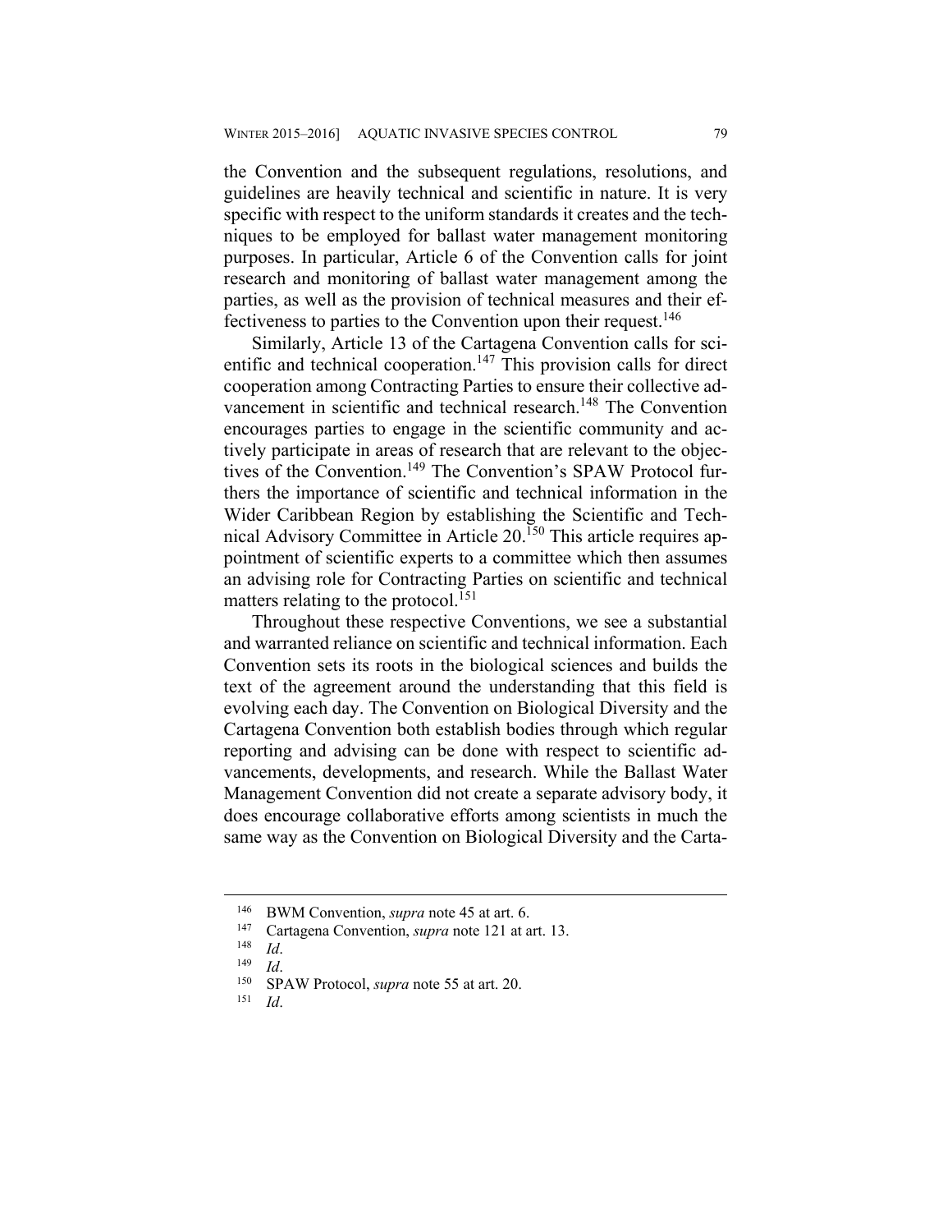the Convention and the subsequent regulations, resolutions, and guidelines are heavily technical and scientific in nature. It is very specific with respect to the uniform standards it creates and the techniques to be employed for ballast water management monitoring purposes. In particular, Article 6 of the Convention calls for joint research and monitoring of ballast water management among the parties, as well as the provision of technical measures and their effectiveness to parties to the Convention upon their request.[146]

Similarly, Article 13 of the Cartagena Convention calls for scientific and technical cooperation.[147] This provision calls for direct cooperation among Contracting Parties to ensure their collective advancement in scientific and technical research.[148] The Convention encourages parties to engage in the scientific community and actively participate in areas of research that are relevant to the objectives of the Convention.[149] The Convention's SPAW Protocol furthers the importance of scientific and technical information in the Wider Caribbean Region by establishing the Scientific and Technical Advisory Committee in Article 20.[150] This article requires appointment of scientific experts to a committee which then assumes an advising role for Contracting Parties on scientific and technical matters relating to the protocol.[151]

Throughout these respective Conventions, we see a substantial and warranted reliance on scientific and technical information. Each Convention sets its roots in the biological sciences and builds the text of the agreement around the understanding that this field is evolving each day. The Convention on Biological Diversity and the Cartagena Convention both establish bodies through which regular reporting and advising can be done with respect to scientific advancements, developments, and research. While the Ballast Water Management Convention did not create a separate advisory body, it does encourage collaborative efforts among scientists in much the same way as the Convention on Biological Diversity and the Carta-

---

[146] BWM Convention, *supra* note 45 at art. 6.

[147] Cartagena Convention, *supra* note 121 at art. 13.

[148] *Id*.

[149] *Id*.

[150] SPAW Protocol, *supra* note 55 at art. 20.

[151] *Id*.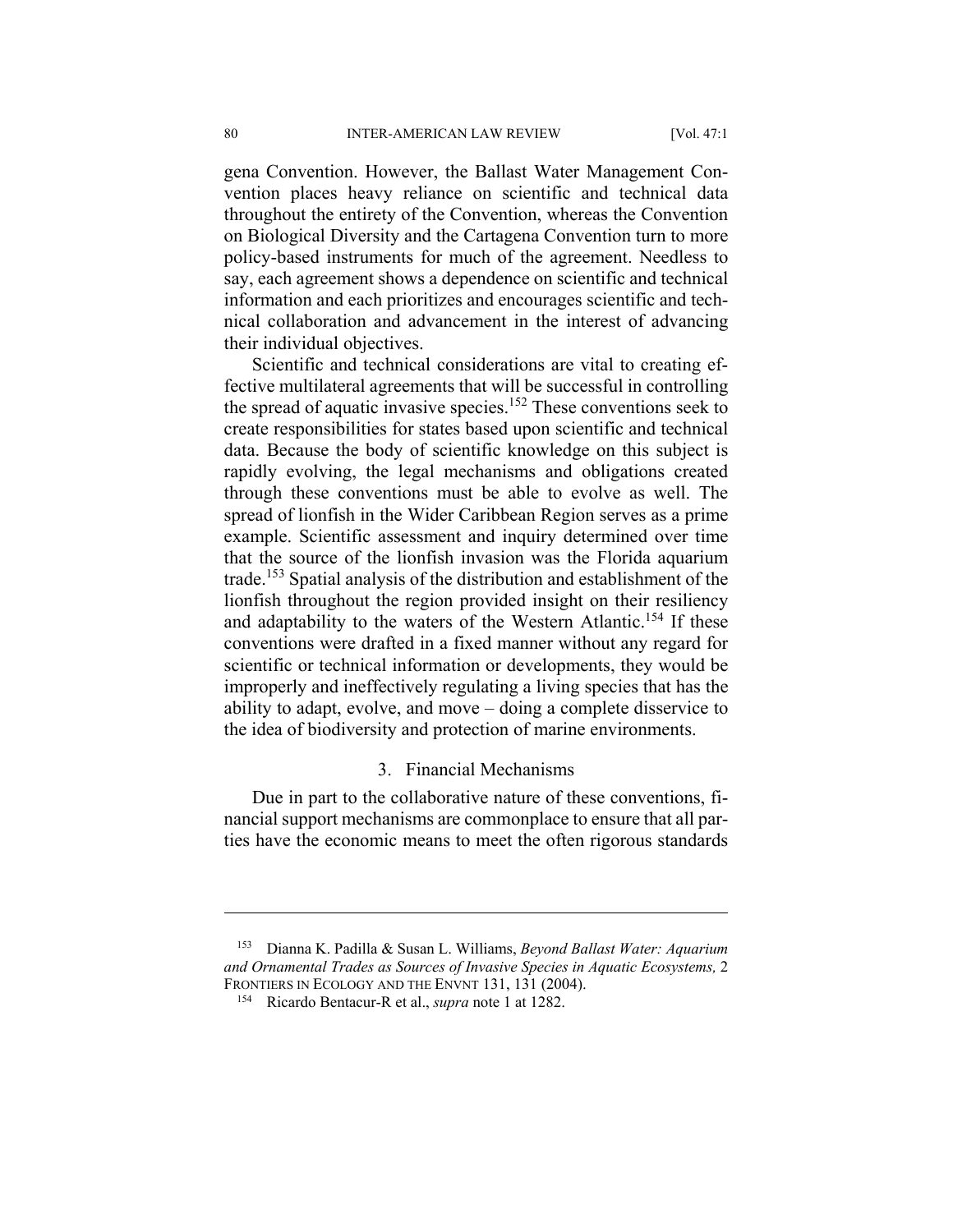gena Convention. However, the Ballast Water Management Convention places heavy reliance on scientific and technical data throughout the entirety of the Convention, whereas the Convention on Biological Diversity and the Cartagena Convention turn to more policy-based instruments for much of the agreement. Needless to say, each agreement shows a dependence on scientific and technical information and each prioritizes and encourages scientific and technical collaboration and advancement in the interest of advancing their individual objectives.

Scientific and technical considerations are vital to creating effective multilateral agreements that will be successful in controlling the spread of aquatic invasive species.[152] These conventions seek to create responsibilities for states based upon scientific and technical data. Because the body of scientific knowledge on this subject is rapidly evolving, the legal mechanisms and obligations created through these conventions must be able to evolve as well. The spread of lionfish in the Wider Caribbean Region serves as a prime example. Scientific assessment and inquiry determined over time that the source of the lionfish invasion was the Florida aquarium trade.[153] Spatial analysis of the distribution and establishment of the lionfish throughout the region provided insight on their resiliency and adaptability to the waters of the Western Atlantic.[154] If these conventions were drafted in a fixed manner without any regard for scientific or technical information or developments, they would be improperly and ineffectively regulating a living species that has the ability to adapt, evolve, and move – doing a complete disservice to the idea of biodiversity and protection of marine environments.

### 3. Financial Mechanisms

Due in part to the collaborative nature of these conventions, financial support mechanisms are commonplace to ensure that all parties have the economic means to meet the often rigorous standards

---

[153] Dianna K. Padilla & Susan L. Williams, *Beyond Ballast Water: Aquarium and Ornamental Trades as Sources of Invasive Species in Aquatic Ecosystems,* 2 FRONTIERS IN ECOLOGY AND THE ENVNT 131, 131 (2004).

[154] Ricardo Bentacur-R et al., *supra* note 1 at 1282.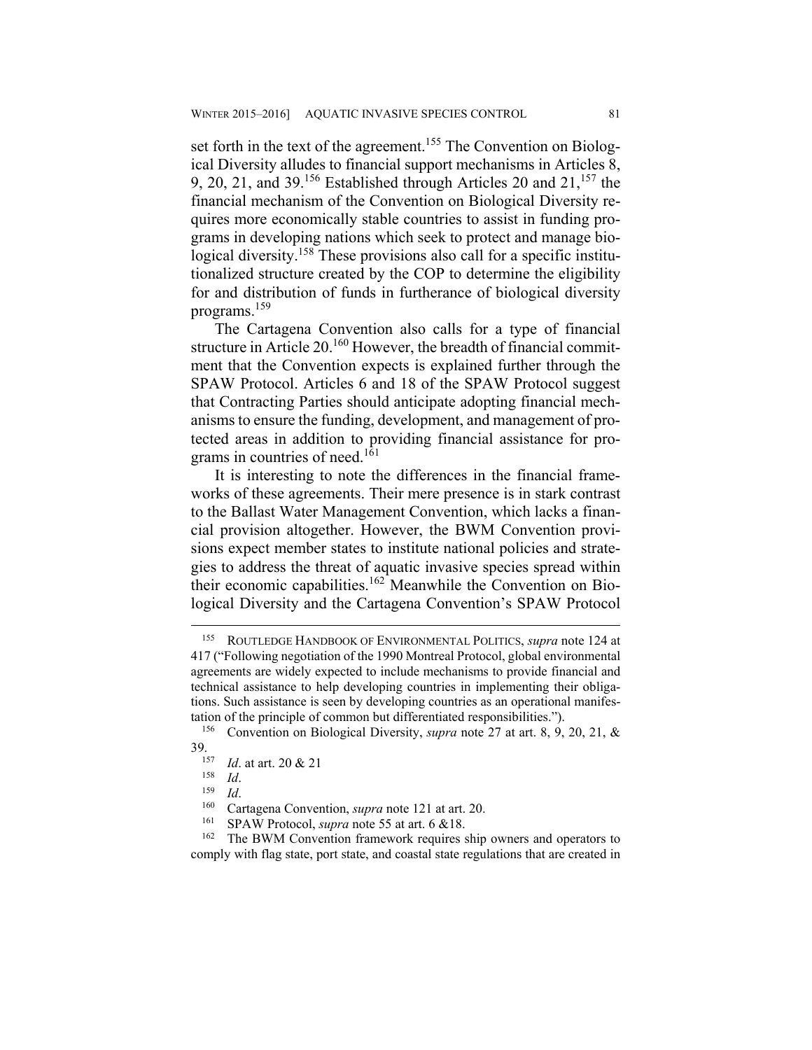set forth in the text of the agreement.[155] The Convention on Biological Diversity alludes to financial support mechanisms in Articles 8, 9, 20, 21, and 39.[156] Established through Articles 20 and 21,[157] the financial mechanism of the Convention on Biological Diversity requires more economically stable countries to assist in funding programs in developing nations which seek to protect and manage biological diversity.[158] These provisions also call for a specific institutionalized structure created by the COP to determine the eligibility for and distribution of funds in furtherance of biological diversity programs.[159]

The Cartagena Convention also calls for a type of financial structure in Article 20.[160] However, the breadth of financial commitment that the Convention expects is explained further through the SPAW Protocol. Articles 6 and 18 of the SPAW Protocol suggest that Contracting Parties should anticipate adopting financial mechanisms to ensure the funding, development, and management of protected areas in addition to providing financial assistance for programs in countries of need.[161]

It is interesting to note the differences in the financial frameworks of these agreements. Their mere presence is in stark contrast to the Ballast Water Management Convention, which lacks a financial provision altogether. However, the BWM Convention provisions expect member states to institute national policies and strategies to address the threat of aquatic invasive species spread within their economic capabilities.[162] Meanwhile the Convention on Biological Diversity and the Cartagena Convention's SPAW Protocol

---

[155] ROUTLEDGE HANDBOOK OF ENVIRONMENTAL POLITICS, *supra* note 124 at 417 ("Following negotiation of the 1990 Montreal Protocol, global environmental agreements are widely expected to include mechanisms to provide financial and technical assistance to help developing countries in implementing their obligations. Such assistance is seen by developing countries as an operational manifestation of the principle of common but differentiated responsibilities.").

[156] Convention on Biological Diversity, *supra* note 27 at art. 8, 9, 20, 21, & 39.

[157] *Id*. at art. 20 & 21

[158] *Id*.

[159] *Id*.

[160] Cartagena Convention, *supra* note 121 at art. 20.

[161] SPAW Protocol, *supra* note 55 at art. 6 &18.

[162] The BWM Convention framework requires ship owners and operators to comply with flag state, port state, and coastal state regulations that are created in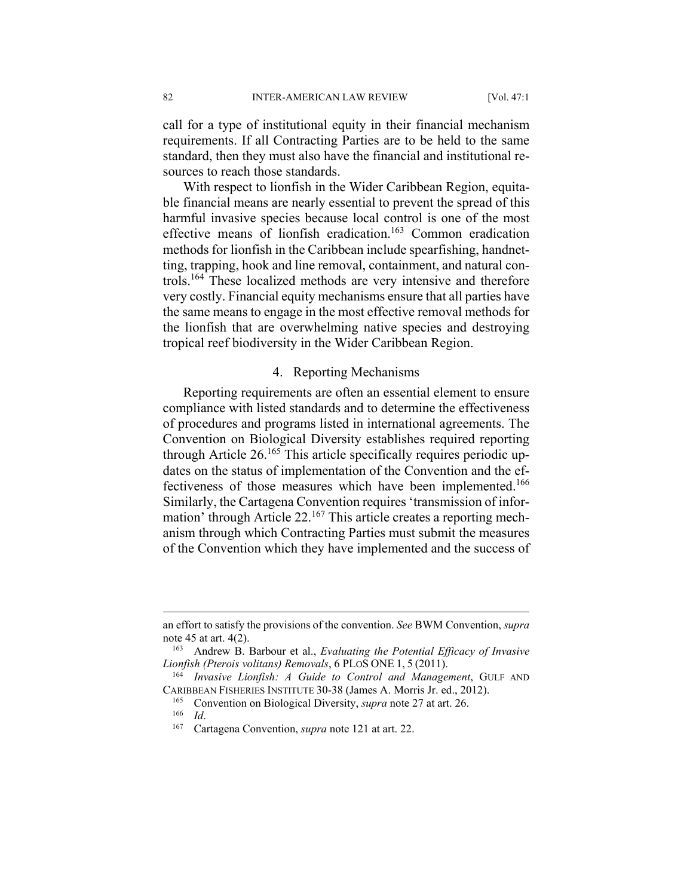call for a type of institutional equity in their financial mechanism requirements. If all Contracting Parties are to be held to the same standard, then they must also have the financial and institutional resources to reach those standards.

With respect to lionfish in the Wider Caribbean Region, equitable financial means are nearly essential to prevent the spread of this harmful invasive species because local control is one of the most effective means of lionfish eradication.[163] Common eradication methods for lionfish in the Caribbean include spearfishing, handnetting, trapping, hook and line removal, containment, and natural controls.[164] These localized methods are very intensive and therefore very costly. Financial equity mechanisms ensure that all parties have the same means to engage in the most effective removal methods for the lionfish that are overwhelming native species and destroying tropical reef biodiversity in the Wider Caribbean Region.

### 4. Reporting Mechanisms

Reporting requirements are often an essential element to ensure compliance with listed standards and to determine the effectiveness of procedures and programs listed in international agreements. The Convention on Biological Diversity establishes required reporting through Article 26.[165] This article specifically requires periodic updates on the status of implementation of the Convention and the effectiveness of those measures which have been implemented.[166] Similarly, the Cartagena Convention requires 'transmission of information' through Article 22.[167] This article creates a reporting mechanism through which Contracting Parties must submit the measures of the Convention which they have implemented and the success of

---

an effort to satisfy the provisions of the convention. *See* BWM Convention, *supra* note 45 at art. 4(2).

[163] Andrew B. Barbour et al., *Evaluating the Potential Efficacy of Invasive Lionfish (Pterois volitans) Removals*, 6 PLoS ONE 1, 5 (2011).

[164] *Invasive Lionfish: A Guide to Control and Management*, GULF AND CARIBBEAN FISHERIES INSTITUTE 30-38 (James A. Morris Jr. ed., 2012).

[165] Convention on Biological Diversity, *supra* note 27 at art. 26.

[166] *Id*.

[167] Cartagena Convention, *supra* note 121 at art. 22.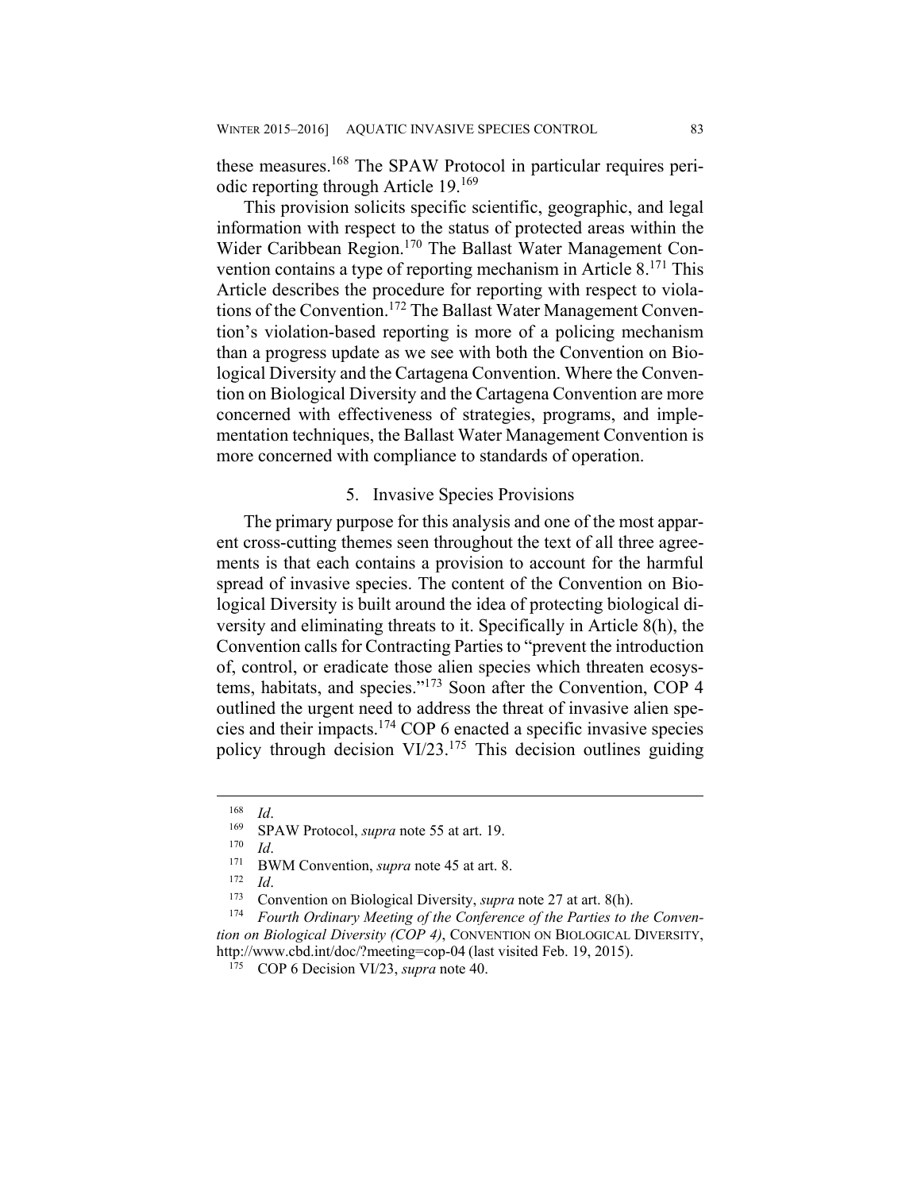these measures.[168] The SPAW Protocol in particular requires periodic reporting through Article 19.[169]

This provision solicits specific scientific, geographic, and legal information with respect to the status of protected areas within the Wider Caribbean Region.[170] The Ballast Water Management Convention contains a type of reporting mechanism in Article 8.[171] This Article describes the procedure for reporting with respect to violations of the Convention.[172] The Ballast Water Management Convention's violation-based reporting is more of a policing mechanism than a progress update as we see with both the Convention on Biological Diversity and the Cartagena Convention. Where the Convention on Biological Diversity and the Cartagena Convention are more concerned with effectiveness of strategies, programs, and implementation techniques, the Ballast Water Management Convention is more concerned with compliance to standards of operation.

### 5. Invasive Species Provisions

The primary purpose for this analysis and one of the most apparent cross-cutting themes seen throughout the text of all three agreements is that each contains a provision to account for the harmful spread of invasive species. The content of the Convention on Biological Diversity is built around the idea of protecting biological diversity and eliminating threats to it. Specifically in Article 8(h), the Convention calls for Contracting Parties to "prevent the introduction of, control, or eradicate those alien species which threaten ecosystems, habitats, and species."[173] Soon after the Convention, COP 4 outlined the urgent need to address the threat of invasive alien species and their impacts.[174] COP 6 enacted a specific invasive species policy through decision VI/23.[175] This decision outlines guiding

---

[168] *Id*.

[169] SPAW Protocol, *supra* note 55 at art. 19.

[170] *Id*.

[171] BWM Convention, *supra* note 45 at art. 8.

[172] *Id*.

[173] Convention on Biological Diversity, *supra* note 27 at art. 8(h).

[174] *Fourth Ordinary Meeting of the Conference of the Parties to the Convention on Biological Diversity (COP 4)*, CONVENTION ON BIOLOGICAL DIVERSITY, http://www.cbd.int/doc/?meeting=cop-04 (last visited Feb. 19, 2015).

[175] COP 6 Decision VI/23, *supra* note 40.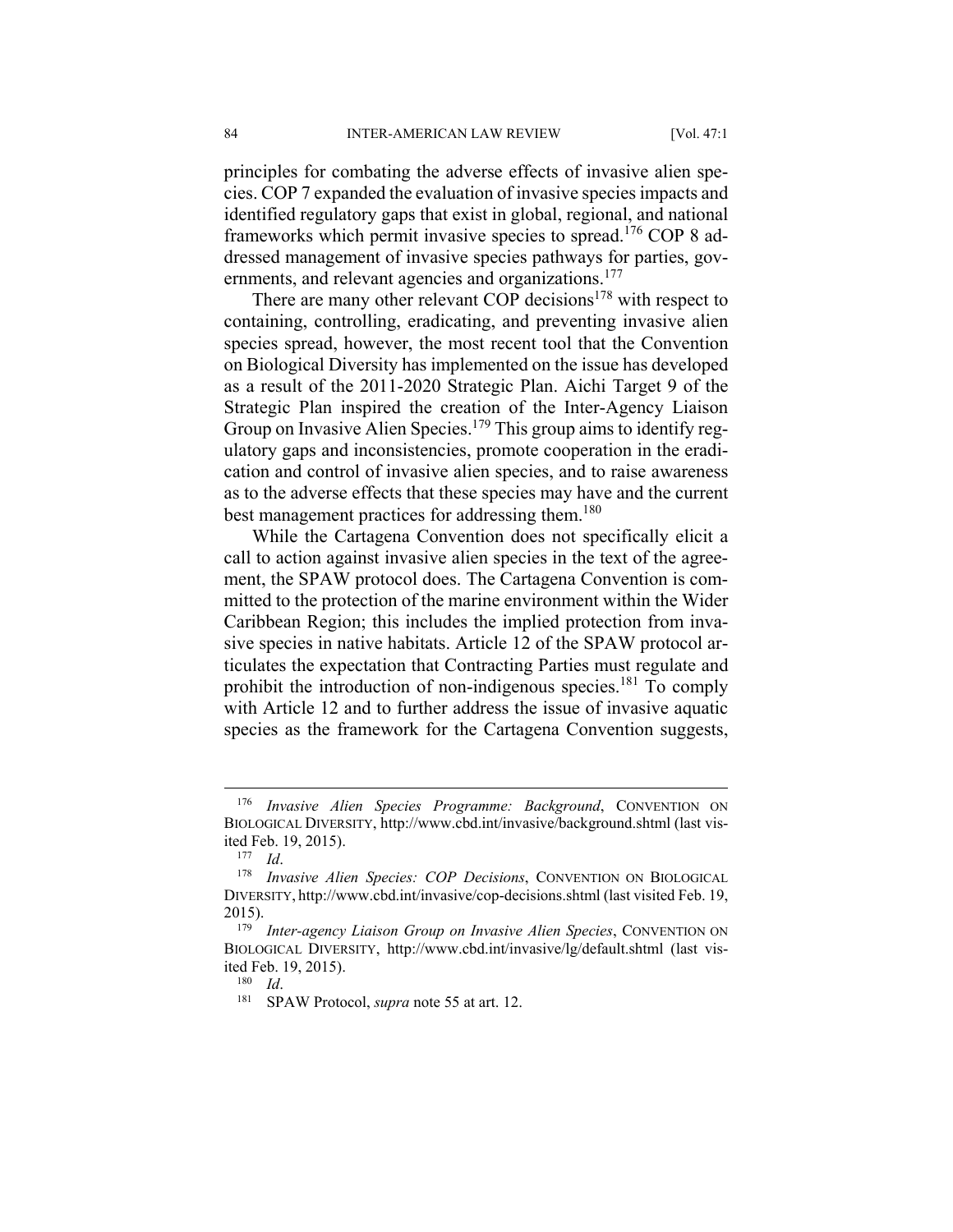principles for combating the adverse effects of invasive alien species. COP 7 expanded the evaluation of invasive species impacts and identified regulatory gaps that exist in global, regional, and national frameworks which permit invasive species to spread.[176] COP 8 addressed management of invasive species pathways for parties, governments, and relevant agencies and organizations.[177]

There are many other relevant COP decisions[178] with respect to containing, controlling, eradicating, and preventing invasive alien species spread, however, the most recent tool that the Convention on Biological Diversity has implemented on the issue has developed as a result of the 2011-2020 Strategic Plan. Aichi Target 9 of the Strategic Plan inspired the creation of the Inter-Agency Liaison Group on Invasive Alien Species.[179] This group aims to identify regulatory gaps and inconsistencies, promote cooperation in the eradication and control of invasive alien species, and to raise awareness as to the adverse effects that these species may have and the current best management practices for addressing them.[180]

While the Cartagena Convention does not specifically elicit a call to action against invasive alien species in the text of the agreement, the SPAW protocol does. The Cartagena Convention is committed to the protection of the marine environment within the Wider Caribbean Region; this includes the implied protection from invasive species in native habitats. Article 12 of the SPAW protocol articulates the expectation that Contracting Parties must regulate and prohibit the introduction of non-indigenous species.[181] To comply with Article 12 and to further address the issue of invasive aquatic species as the framework for the Cartagena Convention suggests,

---

[176] *Invasive Alien Species Programme: Background*, CONVENTION ON BIOLOGICAL DIVERSITY, http://www.cbd.int/invasive/background.shtml (last visited Feb. 19, 2015).

[177] *Id*.

[178] *Invasive Alien Species: COP Decisions*, CONVENTION ON BIOLOGICAL DIVERSITY, http://www.cbd.int/invasive/cop-decisions.shtml (last visited Feb. 19, 2015).

[179] *Inter-agency Liaison Group on Invasive Alien Species*, CONVENTION ON BIOLOGICAL DIVERSITY, http://www.cbd.int/invasive/lg/default.shtml (last visited Feb. 19, 2015).

[180] *Id*.

[181] SPAW Protocol, *supra* note 55 at art. 12.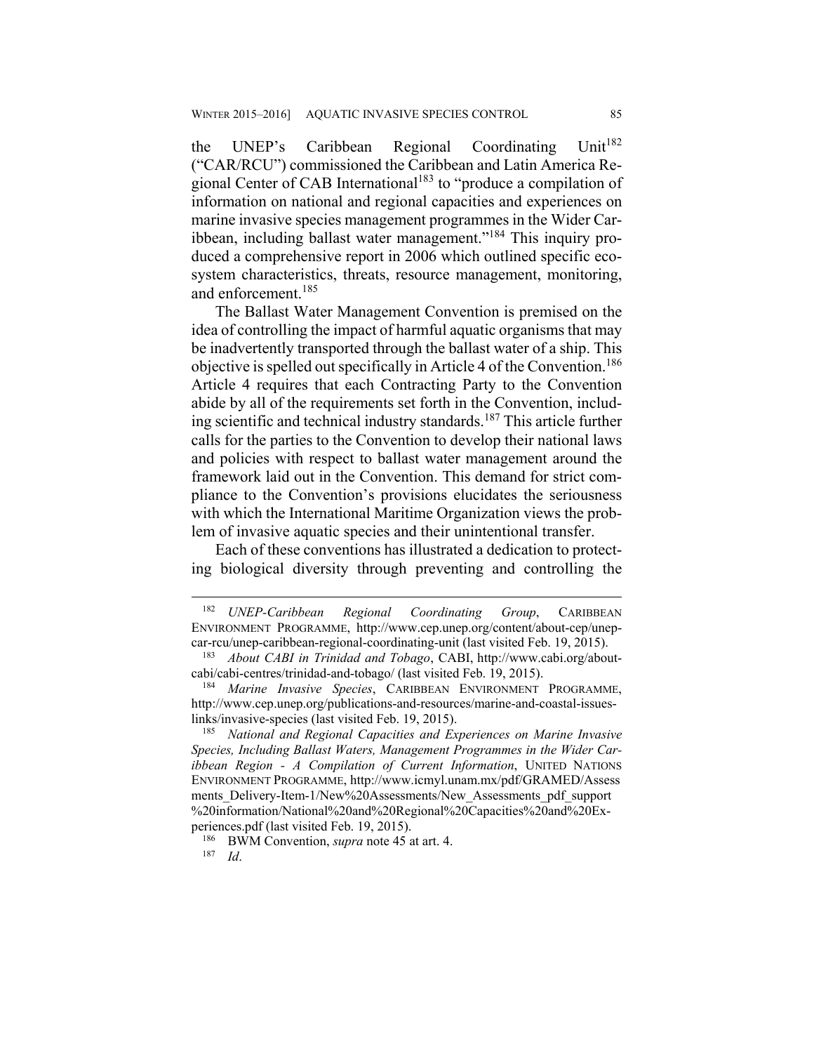the UNEP's Caribbean Regional Coordinating Unit[182] ("CAR/RCU") commissioned the Caribbean and Latin America Regional Center of CAB International[183] to "produce a compilation of information on national and regional capacities and experiences on marine invasive species management programmes in the Wider Caribbean, including ballast water management."[184] This inquiry produced a comprehensive report in 2006 which outlined specific ecosystem characteristics, threats, resource management, monitoring, and enforcement.[185]

The Ballast Water Management Convention is premised on the idea of controlling the impact of harmful aquatic organisms that may be inadvertently transported through the ballast water of a ship. This objective is spelled out specifically in Article 4 of the Convention.[186] Article 4 requires that each Contracting Party to the Convention abide by all of the requirements set forth in the Convention, including scientific and technical industry standards.[187] This article further calls for the parties to the Convention to develop their national laws and policies with respect to ballast water management around the framework laid out in the Convention. This demand for strict compliance to the Convention's provisions elucidates the seriousness with which the International Maritime Organization views the problem of invasive aquatic species and their unintentional transfer.

Each of these conventions has illustrated a dedication to protecting biological diversity through preventing and controlling the

---

[182] *UNEP-Caribbean Regional Coordinating Group*, CARIBBEAN ENVIRONMENT PROGRAMME, http://www.cep.unep.org/content/about-cep/unep-car-rcu/unep-caribbean-regional-coordinating-unit (last visited Feb. 19, 2015).

[183] *About CABI in Trinidad and Tobago*, CABI, http://www.cabi.org/about-cabi/cabi-centres/trinidad-and-tobago/ (last visited Feb. 19, 2015).

[184] *Marine Invasive Species*, CARIBBEAN ENVIRONMENT PROGRAMME, http://www.cep.unep.org/publications-and-resources/marine-and-coastal-issues-links/invasive-species (last visited Feb. 19, 2015).

[185] *National and Regional Capacities and Experiences on Marine Invasive Species, Including Ballast Waters, Management Programmes in the Wider Caribbean Region - A Compilation of Current Information*, UNITED NATIONS ENVIRONMENT PROGRAMME, http://www.icmyl.unam.mx/pdf/GRAMED/Assessments_Delivery-Item-1/New%20Assessments/New_Assessments_pdf_support%20information/National%20and%20Regional%20Capacities%20and%20Experiences.pdf (last visited Feb. 19, 2015).

[186] BWM Convention, *supra* note 45 at art. 4.

[187] *Id*.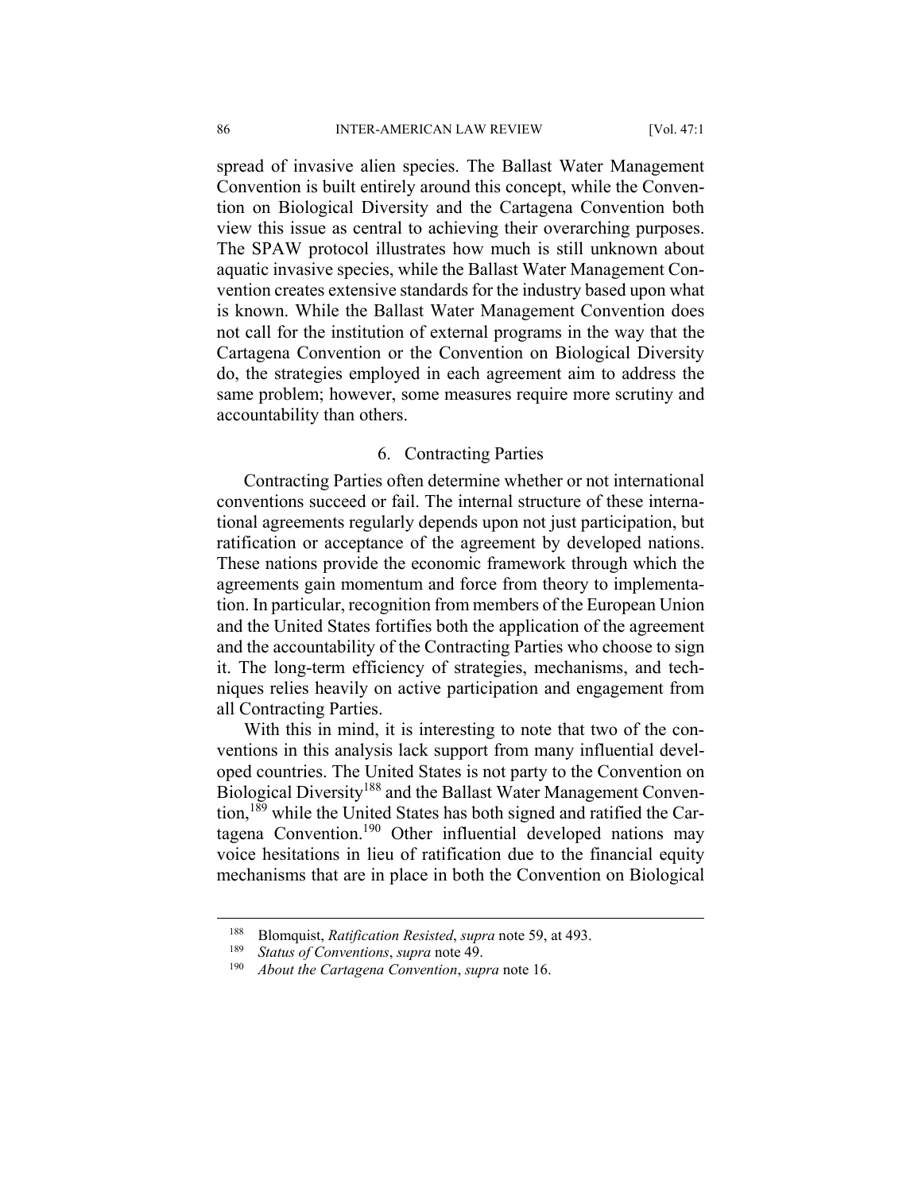spread of invasive alien species. The Ballast Water Management Convention is built entirely around this concept, while the Convention on Biological Diversity and the Cartagena Convention both view this issue as central to achieving their overarching purposes. The SPAW protocol illustrates how much is still unknown about aquatic invasive species, while the Ballast Water Management Convention creates extensive standards for the industry based upon what is known. While the Ballast Water Management Convention does not call for the institution of external programs in the way that the Cartagena Convention or the Convention on Biological Diversity do, the strategies employed in each agreement aim to address the same problem; however, some measures require more scrutiny and accountability than others.

### 6. Contracting Parties

Contracting Parties often determine whether or not international conventions succeed or fail. The internal structure of these international agreements regularly depends upon not just participation, but ratification or acceptance of the agreement by developed nations. These nations provide the economic framework through which the agreements gain momentum and force from theory to implementation. In particular, recognition from members of the European Union and the United States fortifies both the application of the agreement and the accountability of the Contracting Parties who choose to sign it. The long-term efficiency of strategies, mechanisms, and techniques relies heavily on active participation and engagement from all Contracting Parties.

With this in mind, it is interesting to note that two of the conventions in this analysis lack support from many influential developed countries. The United States is not party to the Convention on Biological Diversity[188] and the Ballast Water Management Convention,[189] while the United States has both signed and ratified the Cartagena Convention.[190] Other influential developed nations may voice hesitations in lieu of ratification due to the financial equity mechanisms that are in place in both the Convention on Biological

---

[188] Blomquist, *Ratification Resisted*, *supra* note 59, at 493.

[189] *Status of Conventions*, *supra* note 49.

[190] *About the Cartagena Convention*, *supra* note 16.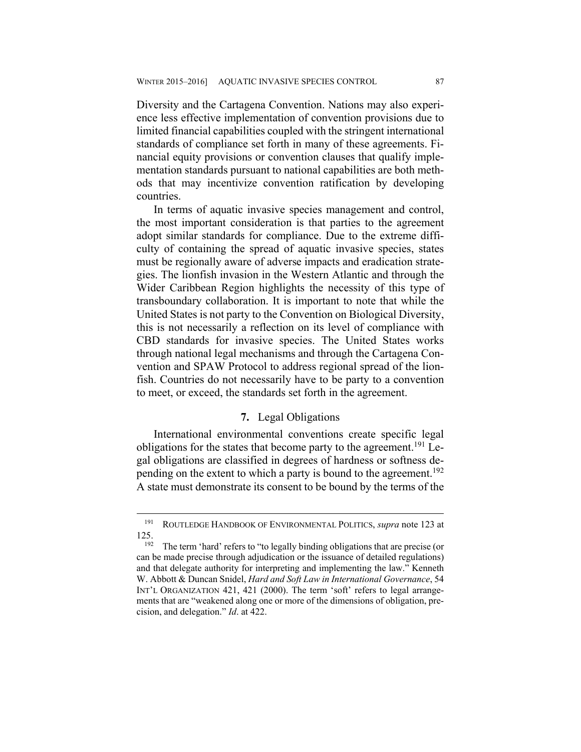Diversity and the Cartagena Convention. Nations may also experience less effective implementation of convention provisions due to limited financial capabilities coupled with the stringent international standards of compliance set forth in many of these agreements. Financial equity provisions or convention clauses that qualify implementation standards pursuant to national capabilities are both methods that may incentivize convention ratification by developing countries.

In terms of aquatic invasive species management and control, the most important consideration is that parties to the agreement adopt similar standards for compliance. Due to the extreme difficulty of containing the spread of aquatic invasive species, states must be regionally aware of adverse impacts and eradication strategies. The lionfish invasion in the Western Atlantic and through the Wider Caribbean Region highlights the necessity of this type of transboundary collaboration. It is important to note that while the United States is not party to the Convention on Biological Diversity, this is not necessarily a reflection on its level of compliance with CBD standards for invasive species. The United States works through national legal mechanisms and through the Cartagena Convention and SPAW Protocol to address regional spread of the lionfish. Countries do not necessarily have to be party to a convention to meet, or exceed, the standards set forth in the agreement.

### **7.** Legal Obligations

International environmental conventions create specific legal obligations for the states that become party to the agreement.[191] Legal obligations are classified in degrees of hardness or softness depending on the extent to which a party is bound to the agreement.[192] A state must demonstrate its consent to be bound by the terms of the

---

[191] ROUTLEDGE HANDBOOK OF ENVIRONMENTAL POLITICS, *supra* note 123 at 125.

[192] The term 'hard' refers to "to legally binding obligations that are precise (or can be made precise through adjudication or the issuance of detailed regulations) and that delegate authority for interpreting and implementing the law." Kenneth W. Abbott & Duncan Snidel, *Hard and Soft Law in International Governance*, 54 INT'L ORGANIZATION 421, 421 (2000). The term 'soft' refers to legal arrangements that are "weakened along one or more of the dimensions of obligation, precision, and delegation." *Id*. at 422.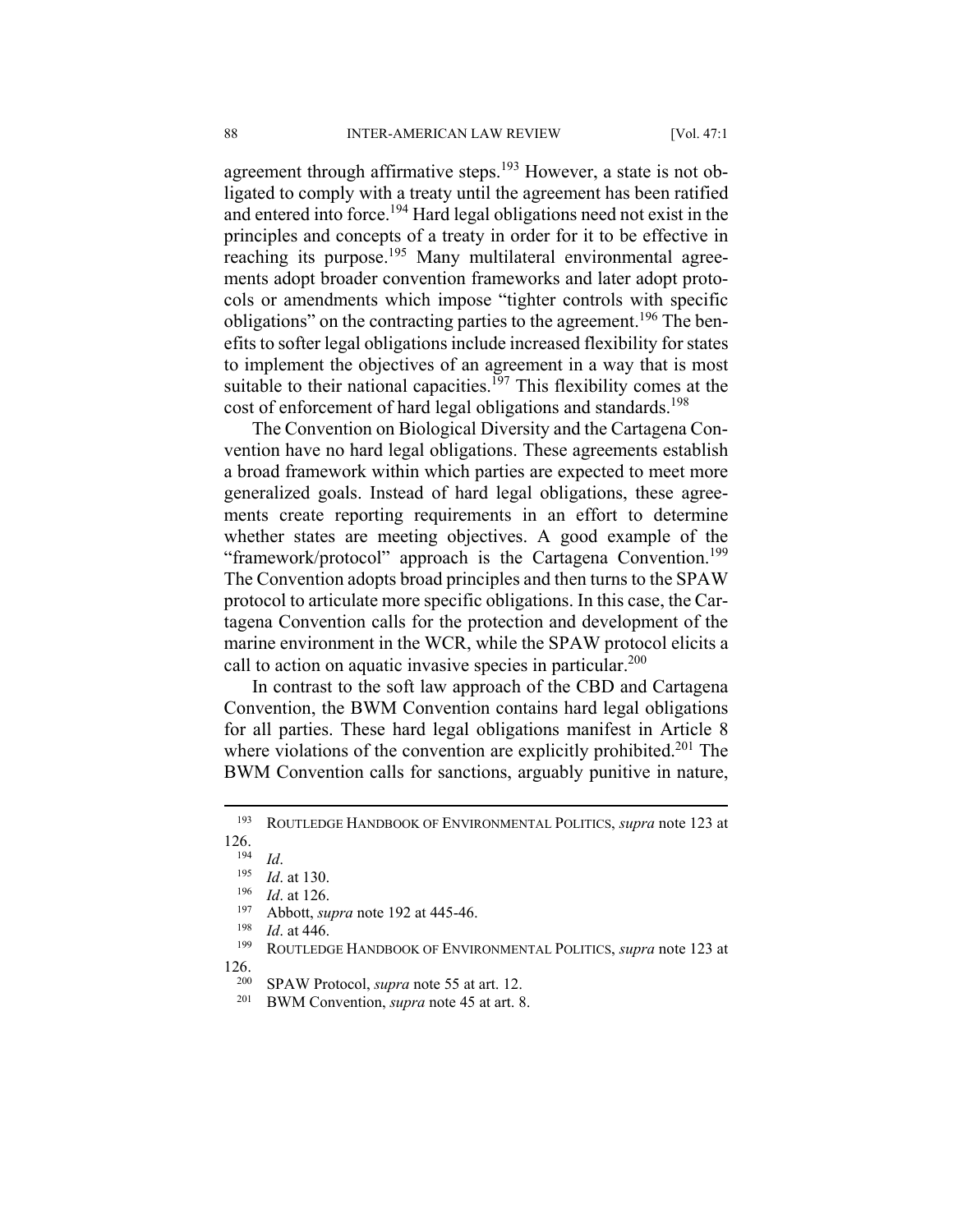agreement through affirmative steps.[193] However, a state is not obligated to comply with a treaty until the agreement has been ratified and entered into force.[194] Hard legal obligations need not exist in the principles and concepts of a treaty in order for it to be effective in reaching its purpose.[195] Many multilateral environmental agreements adopt broader convention frameworks and later adopt protocols or amendments which impose "tighter controls with specific obligations" on the contracting parties to the agreement.[196] The benefits to softer legal obligations include increased flexibility for states to implement the objectives of an agreement in a way that is most suitable to their national capacities.[197] This flexibility comes at the cost of enforcement of hard legal obligations and standards.[198]

The Convention on Biological Diversity and the Cartagena Convention have no hard legal obligations. These agreements establish a broad framework within which parties are expected to meet more generalized goals. Instead of hard legal obligations, these agreements create reporting requirements in an effort to determine whether states are meeting objectives. A good example of the "framework/protocol" approach is the Cartagena Convention.[199] The Convention adopts broad principles and then turns to the SPAW protocol to articulate more specific obligations. In this case, the Cartagena Convention calls for the protection and development of the marine environment in the WCR, while the SPAW protocol elicits a call to action on aquatic invasive species in particular.[200]

In contrast to the soft law approach of the CBD and Cartagena Convention, the BWM Convention contains hard legal obligations for all parties. These hard legal obligations manifest in Article 8 where violations of the convention are explicitly prohibited.[201] The BWM Convention calls for sanctions, arguably punitive in nature,

---

[193] ROUTLEDGE HANDBOOK OF ENVIRONMENTAL POLITICS, *supra* note 123 at 126.

[194] *Id*.

[195] *Id*. at 130.

[196] *Id*. at 126.

[197] Abbott, *supra* note 192 at 445-46.

[198] *Id*. at 446.

[199] ROUTLEDGE HANDBOOK OF ENVIRONMENTAL POLITICS, *supra* note 123 at 126.

[200] SPAW Protocol, *supra* note 55 at art. 12.

[201] BWM Convention, *supra* note 45 at art. 8.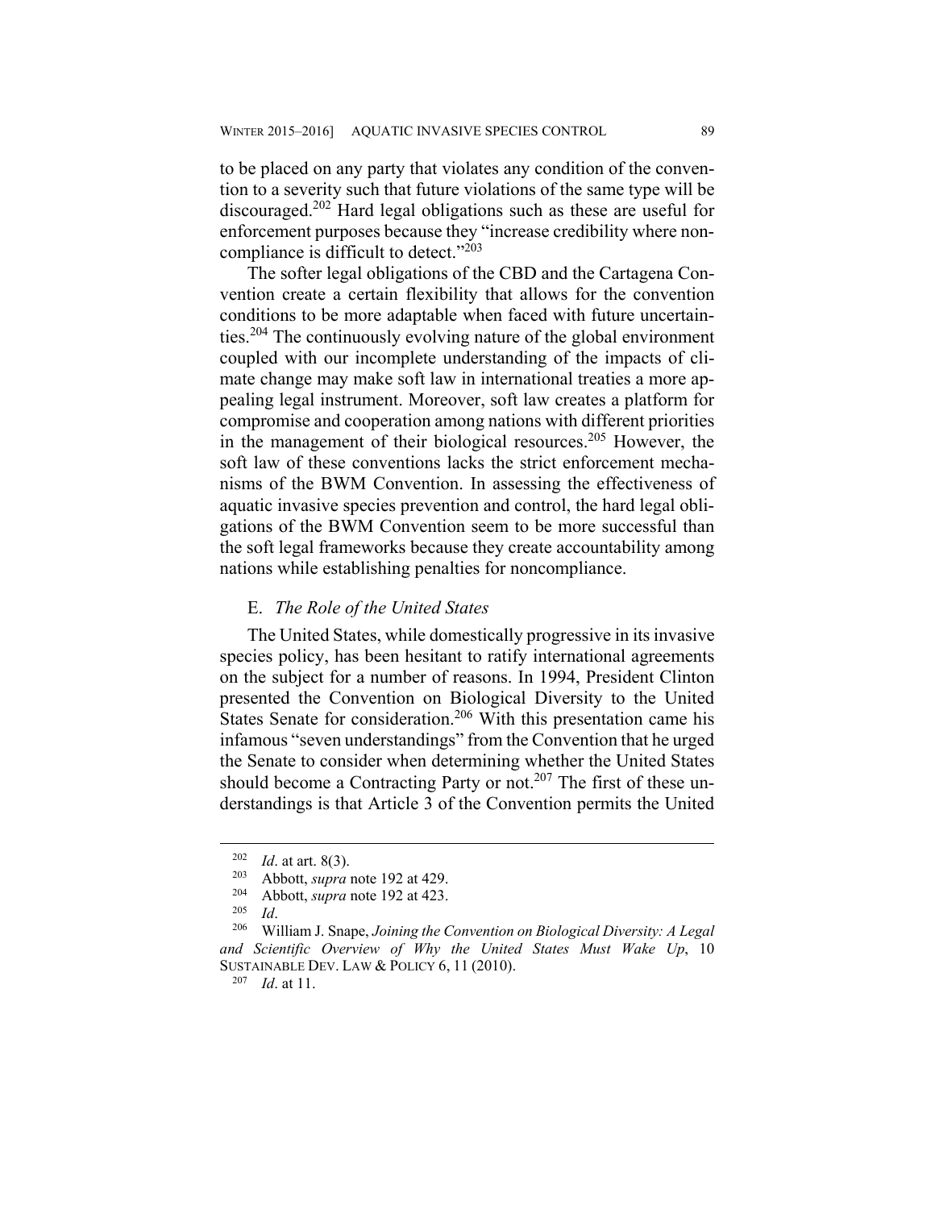to be placed on any party that violates any condition of the convention to a severity such that future violations of the same type will be discouraged.[202] Hard legal obligations such as these are useful for enforcement purposes because they "increase credibility where noncompliance is difficult to detect."[203]

The softer legal obligations of the CBD and the Cartagena Convention create a certain flexibility that allows for the convention conditions to be more adaptable when faced with future uncertainties.[204] The continuously evolving nature of the global environment coupled with our incomplete understanding of the impacts of climate change may make soft law in international treaties a more appealing legal instrument. Moreover, soft law creates a platform for compromise and cooperation among nations with different priorities in the management of their biological resources.[205] However, the soft law of these conventions lacks the strict enforcement mechanisms of the BWM Convention. In assessing the effectiveness of aquatic invasive species prevention and control, the hard legal obligations of the BWM Convention seem to be more successful than the soft legal frameworks because they create accountability among nations while establishing penalties for noncompliance.

### E. *The Role of the United States*

The United States, while domestically progressive in its invasive species policy, has been hesitant to ratify international agreements on the subject for a number of reasons. In 1994, President Clinton presented the Convention on Biological Diversity to the United States Senate for consideration.[206] With this presentation came his infamous "seven understandings" from the Convention that he urged the Senate to consider when determining whether the United States should become a Contracting Party or not.[207] The first of these understandings is that Article 3 of the Convention permits the United

---

[202] *Id*. at art. 8(3).

[203] Abbott, *supra* note 192 at 429.

[204] Abbott, *supra* note 192 at 423.

[205] *Id*.

[206] William J. Snape, *Joining the Convention on Biological Diversity: A Legal and Scientific Overview of Why the United States Must Wake Up*, 10 SUSTAINABLE DEV. LAW & POLICY 6, 11 (2010).

[207] *Id*. at 11.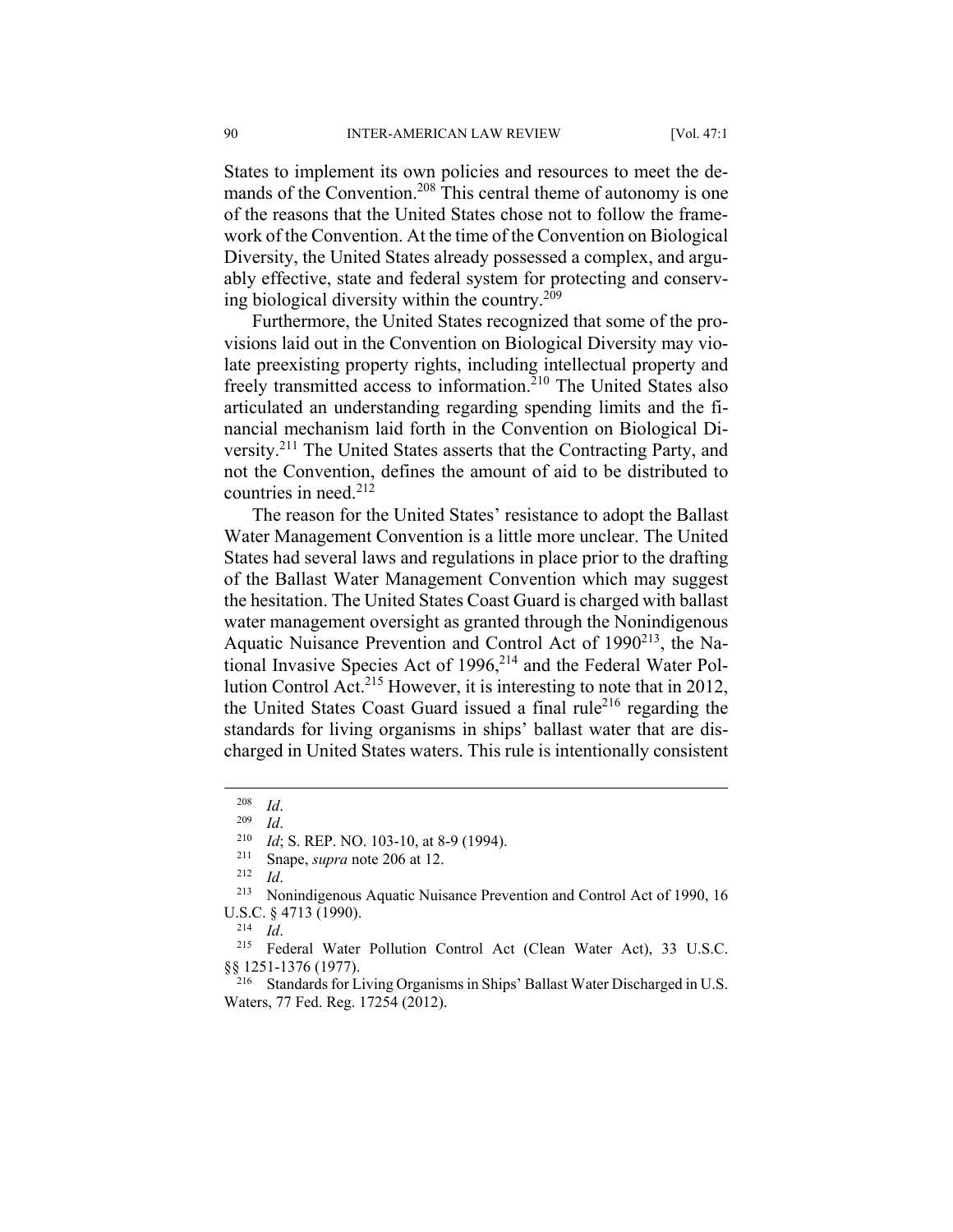States to implement its own policies and resources to meet the demands of the Convention.[208] This central theme of autonomy is one of the reasons that the United States chose not to follow the framework of the Convention. At the time of the Convention on Biological Diversity, the United States already possessed a complex, and arguably effective, state and federal system for protecting and conserving biological diversity within the country.[209]

Furthermore, the United States recognized that some of the provisions laid out in the Convention on Biological Diversity may violate preexisting property rights, including intellectual property and freely transmitted access to information.[210] The United States also articulated an understanding regarding spending limits and the financial mechanism laid forth in the Convention on Biological Diversity.[211] The United States asserts that the Contracting Party, and not the Convention, defines the amount of aid to be distributed to countries in need.[212]

The reason for the United States' resistance to adopt the Ballast Water Management Convention is a little more unclear. The United States had several laws and regulations in place prior to the drafting of the Ballast Water Management Convention which may suggest the hesitation. The United States Coast Guard is charged with ballast water management oversight as granted through the Nonindigenous Aquatic Nuisance Prevention and Control Act of 1990[213], the National Invasive Species Act of 1996,[214] and the Federal Water Pollution Control Act.[215] However, it is interesting to note that in 2012, the United States Coast Guard issued a final rule[216] regarding the standards for living organisms in ships' ballast water that are discharged in United States waters. This rule is intentionally consistent

---

[208] *Id*.

[209] *Id*.

[210] *Id*; S. REP. NO. 103-10, at 8-9 (1994).

[211] Snape, *supra* note 206 at 12.

[212] *Id*.

[213] Nonindigenous Aquatic Nuisance Prevention and Control Act of 1990, 16 U.S.C. § 4713 (1990).

[214] *Id*.

[215] Federal Water Pollution Control Act (Clean Water Act), 33 U.S.C. §§ 1251-1376 (1977).

[216] Standards for Living Organisms in Ships' Ballast Water Discharged in U.S. Waters, 77 Fed. Reg. 17254 (2012).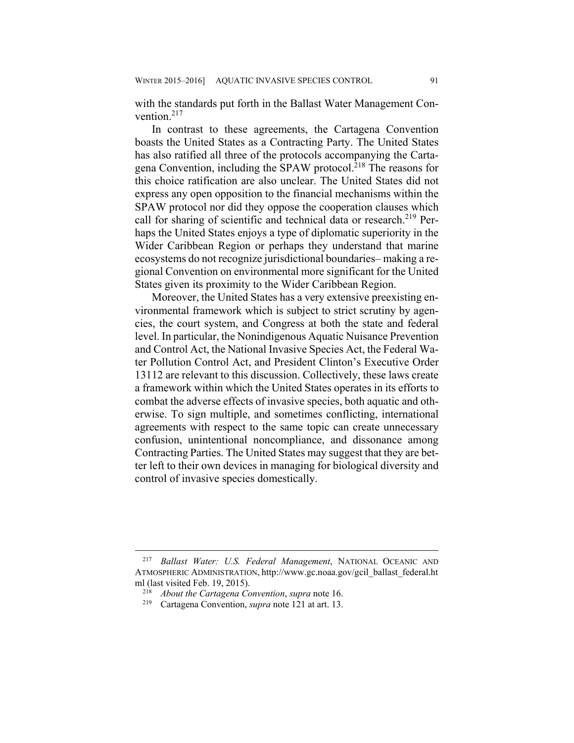with the standards put forth in the Ballast Water Management Convention.[217]

In contrast to these agreements, the Cartagena Convention boasts the United States as a Contracting Party. The United States has also ratified all three of the protocols accompanying the Cartagena Convention, including the SPAW protocol.[218] The reasons for this choice ratification are also unclear. The United States did not express any open opposition to the financial mechanisms within the SPAW protocol nor did they oppose the cooperation clauses which call for sharing of scientific and technical data or research.[219] Perhaps the United States enjoys a type of diplomatic superiority in the Wider Caribbean Region or perhaps they understand that marine ecosystems do not recognize jurisdictional boundaries– making a regional Convention on environmental more significant for the United States given its proximity to the Wider Caribbean Region.

Moreover, the United States has a very extensive preexisting environmental framework which is subject to strict scrutiny by agencies, the court system, and Congress at both the state and federal level. In particular, the Nonindigenous Aquatic Nuisance Prevention and Control Act, the National Invasive Species Act, the Federal Water Pollution Control Act, and President Clinton's Executive Order 13112 are relevant to this discussion. Collectively, these laws create a framework within which the United States operates in its efforts to combat the adverse effects of invasive species, both aquatic and otherwise. To sign multiple, and sometimes conflicting, international agreements with respect to the same topic can create unnecessary confusion, unintentional noncompliance, and dissonance among Contracting Parties. The United States may suggest that they are better left to their own devices in managing for biological diversity and control of invasive species domestically.

---

[217] *Ballast Water: U.S. Federal Management*, NATIONAL OCEANIC AND ATMOSPHERIC ADMINISTRATION, http://www.gc.noaa.gov/gcil_ballast_federal.html (last visited Feb. 19, 2015).

[218] *About the Cartagena Convention*, *supra* note 16.

[219] Cartagena Convention, *supra* note 121 at art. 13.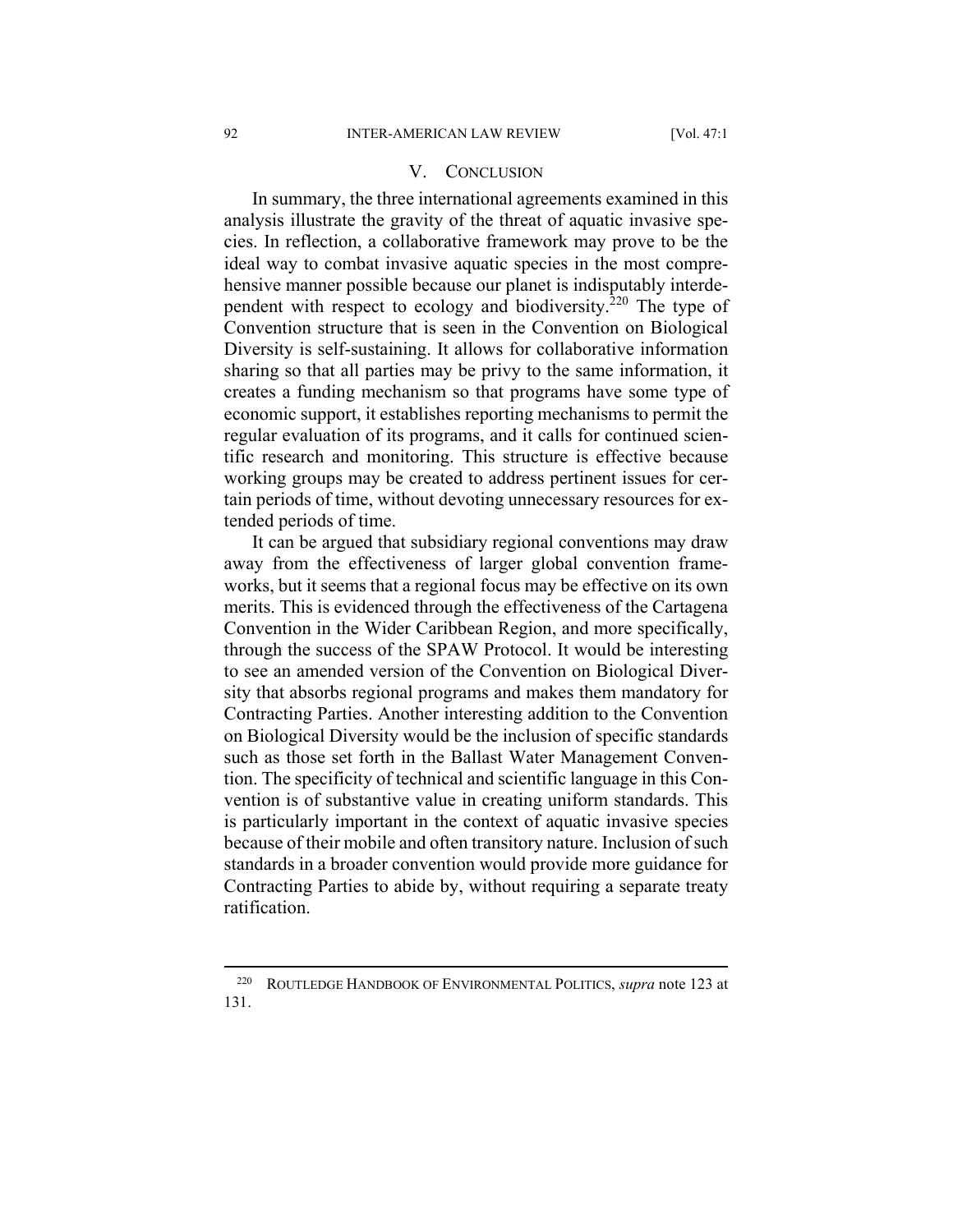## V. CONCLUSION

In summary, the three international agreements examined in this analysis illustrate the gravity of the threat of aquatic invasive species. In reflection, a collaborative framework may prove to be the ideal way to combat invasive aquatic species in the most comprehensive manner possible because our planet is indisputably interdependent with respect to ecology and biodiversity.[220] The type of Convention structure that is seen in the Convention on Biological Diversity is self-sustaining. It allows for collaborative information sharing so that all parties may be privy to the same information, it creates a funding mechanism so that programs have some type of economic support, it establishes reporting mechanisms to permit the regular evaluation of its programs, and it calls for continued scientific research and monitoring. This structure is effective because working groups may be created to address pertinent issues for certain periods of time, without devoting unnecessary resources for extended periods of time.

It can be argued that subsidiary regional conventions may draw away from the effectiveness of larger global convention frameworks, but it seems that a regional focus may be effective on its own merits. This is evidenced through the effectiveness of the Cartagena Convention in the Wider Caribbean Region, and more specifically, through the success of the SPAW Protocol. It would be interesting to see an amended version of the Convention on Biological Diversity that absorbs regional programs and makes them mandatory for Contracting Parties. Another interesting addition to the Convention on Biological Diversity would be the inclusion of specific standards such as those set forth in the Ballast Water Management Convention. The specificity of technical and scientific language in this Convention is of substantive value in creating uniform standards. This is particularly important in the context of aquatic invasive species because of their mobile and often transitory nature. Inclusion of such standards in a broader convention would provide more guidance for Contracting Parties to abide by, without requiring a separate treaty ratification.

---

[220] ROUTLEDGE HANDBOOK OF ENVIRONMENTAL POLITICS, *supra* note 123 at 131.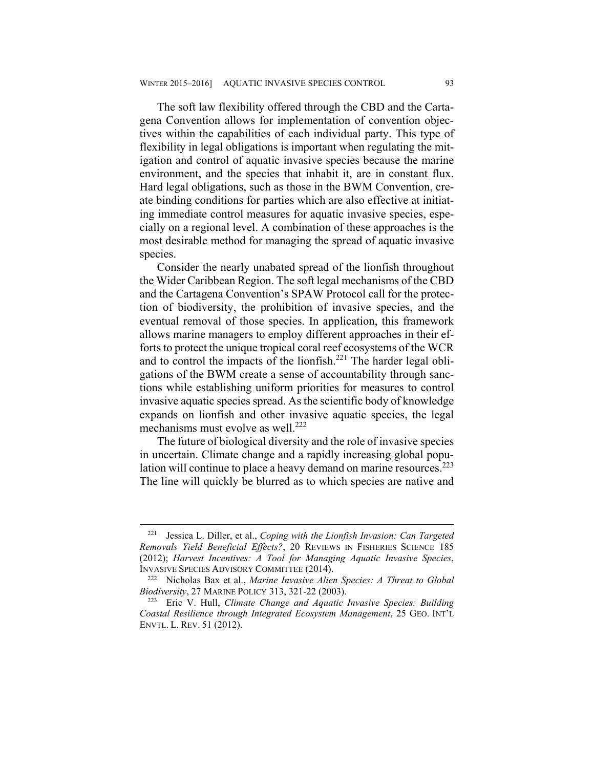The soft law flexibility offered through the CBD and the Cartagena Convention allows for implementation of convention objectives within the capabilities of each individual party. This type of flexibility in legal obligations is important when regulating the mitigation and control of aquatic invasive species because the marine environment, and the species that inhabit it, are in constant flux. Hard legal obligations, such as those in the BWM Convention, create binding conditions for parties which are also effective at initiating immediate control measures for aquatic invasive species, especially on a regional level. A combination of these approaches is the most desirable method for managing the spread of aquatic invasive species.

Consider the nearly unabated spread of the lionfish throughout the Wider Caribbean Region. The soft legal mechanisms of the CBD and the Cartagena Convention's SPAW Protocol call for the protection of biodiversity, the prohibition of invasive species, and the eventual removal of those species. In application, this framework allows marine managers to employ different approaches in their efforts to protect the unique tropical coral reef ecosystems of the WCR and to control the impacts of the lionfish.[221] The harder legal obligations of the BWM create a sense of accountability through sanctions while establishing uniform priorities for measures to control invasive aquatic species spread. As the scientific body of knowledge expands on lionfish and other invasive aquatic species, the legal mechanisms must evolve as well.[222]

The future of biological diversity and the role of invasive species in uncertain. Climate change and a rapidly increasing global population will continue to place a heavy demand on marine resources.[223] The line will quickly be blurred as to which species are native and

---

[221] Jessica L. Diller, et al., *Coping with the Lionfish Invasion: Can Targeted Removals Yield Beneficial Effects?*, 20 REVIEWS IN FISHERIES SCIENCE 185 (2012); *Harvest Incentives: A Tool for Managing Aquatic Invasive Species*, INVASIVE SPECIES ADVISORY COMMITTEE (2014).

[222] Nicholas Bax et al., *Marine Invasive Alien Species: A Threat to Global Biodiversity*, 27 MARINE POLICY 313, 321-22 (2003).

[223] Eric V. Hull, *Climate Change and Aquatic Invasive Species: Building Coastal Resilience through Integrated Ecosystem Management*, 25 GEO. INT'L ENVTL. L. REV. 51 (2012).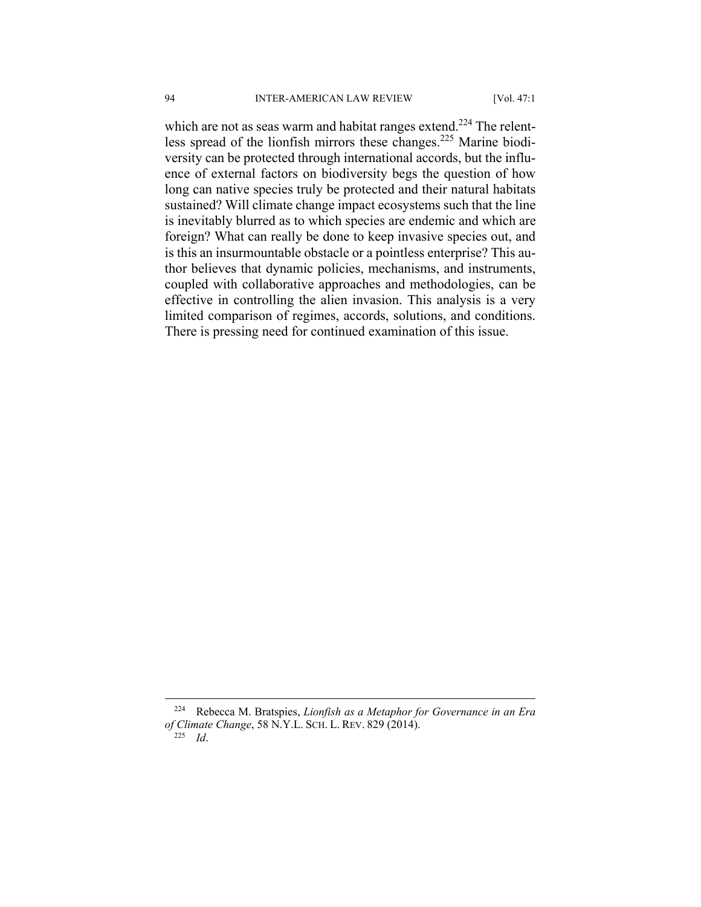which are not as seas warm and habitat ranges extend.[224] The relentless spread of the lionfish mirrors these changes.[225] Marine biodiversity can be protected through international accords, but the influence of external factors on biodiversity begs the question of how long can native species truly be protected and their natural habitats sustained? Will climate change impact ecosystems such that the line is inevitably blurred as to which species are endemic and which are foreign? What can really be done to keep invasive species out, and is this an insurmountable obstacle or a pointless enterprise? This author believes that dynamic policies, mechanisms, and instruments, coupled with collaborative approaches and methodologies, can be effective in controlling the alien invasion. This analysis is a very limited comparison of regimes, accords, solutions, and conditions. There is pressing need for continued examination of this issue.

---

[224] Rebecca M. Bratspies, *Lionfish as a Metaphor for Governance in an Era of Climate Change*, 58 N.Y.L. SCH. L. REV. 829 (2014).

[225] *Id*.